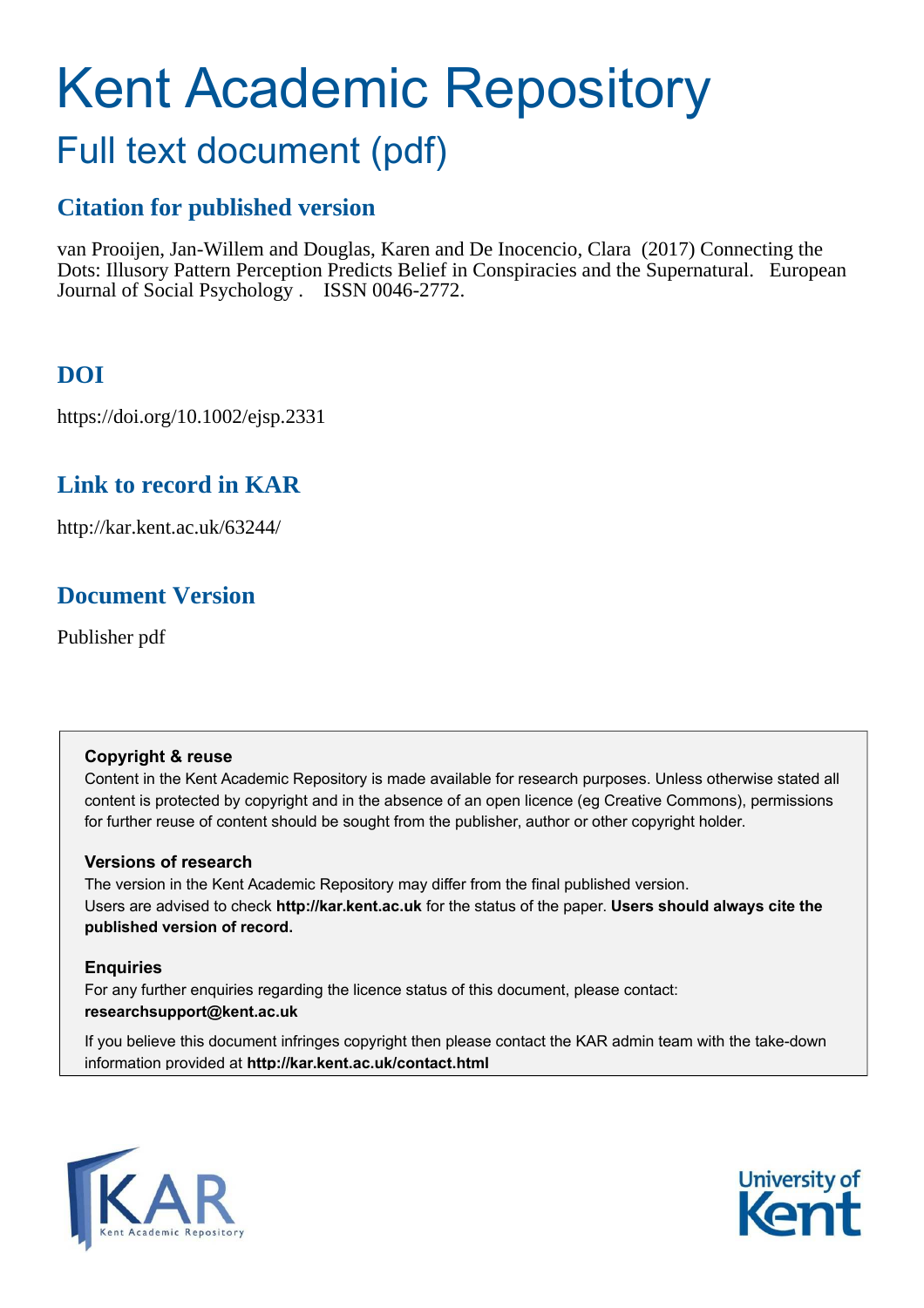# Kent Academic Repository

## Full text document (pdf)

### Citation for published version

van Prooijen, Jan-Willem and Douglas, Karen and De Inocencio, Clara (2017) Connecting the Dots: Illusory Pattern Perception Predicts Belief in Conspiracies and the Supernatural. European Journal of Social Psychology . ISSN 0046-2772.

### DOI

https://doi.org/10.1002/ejsp.2331

### Link to record in KAR

http://kar.kent.ac.uk/63244/

### Document Version

Publisher pdf

**Copyright & reuse**

Content in the Kent Academic Repository is made available for research purposes. Unless otherwise stated all content is protected by copyright and in the absence of an open licence (eg Creative Commons), permissions for further reuse of content should be sought from the publisher, author or other copyright holder.

**Versions of research**

The version in the Kent Academic Repository may differ from the final published version. Users are advised to check **http://kar.kent.ac.uk** for the status of the paper. **Users should always cite the published version of record.**

**Enquiries**

For any further enquiries regarding the licence status of this document, please contact: **researchsupport@kent.ac.uk**

If you believe this document infringes copyright then please contact the KAR admin team with the take-down information provided at **http://kar.kent.ac.uk/contact.html**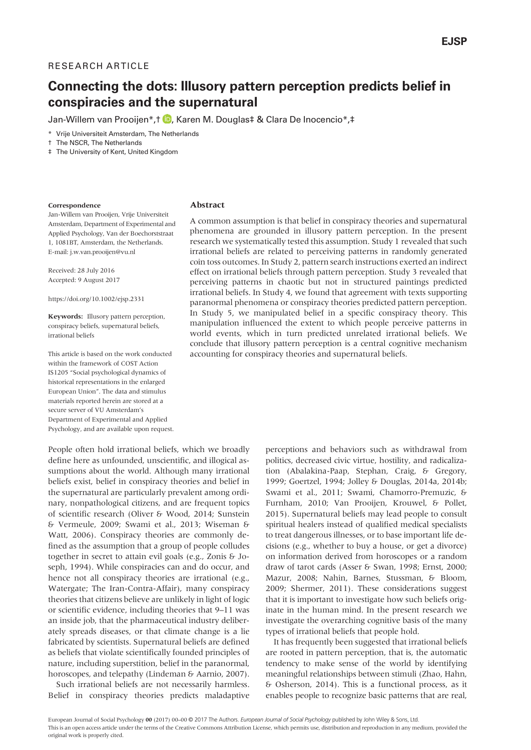RESEARCH ARTICLE

# Connecting the dots: Illusory pattern perception predicts belief in conspiracies and the supernatural

Jan-Willem van Prooijen*,†, Karen M. Douglas‡ & Clara De Inocencio*,‡

\* Vrije Universiteit Amsterdam, The Netherlands

† The NSCR, The Netherlands

‡ The University of Kent, United Kingdom

**Correspondence**

Jan-Willem van Prooijen, Vrije Universiteit Amsterdam, Department of Experimental and Applied Psychology, Van der Boechorststraat 1, 1081BT, Amsterdam, the Netherlands. E-mail: j.w.van.prooijen@vu.nl

Received: 28 July 2016

Accepted: 9 August 2017

https://doi.org/10.1002/ejsp.2331

**Keywords:** Illusory pattern perception, conspiracy beliefs, supernatural beliefs, irrational beliefs

This article is based on the work conducted within the framework of COST Action IS1205 "Social psychological dynamics of historical representations in the enlarged European Union". The data and stimulus materials reported herein are stored at a secure server of VU Amsterdam's Department of Experimental and Applied Psychology, and are available upon request.

## Abstract

A common assumption is that belief in conspiracy theories and supernatural phenomena are grounded in illusory pattern perception. In the present research we systematically tested this assumption. Study 1 revealed that such irrational beliefs are related to perceiving patterns in randomly generated coin toss outcomes. In Study 2, pattern search instructions exerted an indirect effect on irrational beliefs through pattern perception. Study 3 revealed that perceiving patterns in chaotic but not in structured paintings predicted irrational beliefs. In Study 4, we found that agreement with texts supporting paranormal phenomena or conspiracy theories predicted pattern perception. In Study 5, we manipulated belief in a specific conspiracy theory. This manipulation influenced the extent to which people perceive patterns in world events, which in turn predicted unrelated irrational beliefs. We conclude that illusory pattern perception is a central cognitive mechanism accounting for conspiracy theories and supernatural beliefs.

People often hold irrational beliefs, which we broadly define here as unfounded, unscientific, and illogical assumptions about the world. Although many irrational beliefs exist, belief in conspiracy theories and belief in the supernatural are particularly prevalent among ordinary, nonpathological citizens, and are frequent topics of scientific research (Oliver & Wood, 2014; Sunstein & Vermeule, 2009; Swami et al., 2013; Wiseman & Watt, 2006). Conspiracy theories are commonly defined as the assumption that a group of people colludes together in secret to attain evil goals (e.g., Zonis & Joseph, 1994). While conspiracies can and do occur, and hence not all conspiracy theories are irrational (e.g., Watergate; The Iran-Contra-Affair), many conspiracy theories that citizens believe are unlikely in light of logic or scientific evidence, including theories that 9–11 was an inside job, that the pharmaceutical industry deliberately spreads diseases, or that climate change is a lie fabricated by scientists. Supernatural beliefs are defined as beliefs that violate scientifically founded principles of nature, including superstition, belief in the paranormal, horoscopes, and telepathy (Lindeman & Aarnio, 2007).

Such irrational beliefs are not necessarily harmless. Belief in conspiracy theories predicts maladaptive perceptions and behaviors such as withdrawal from politics, decreased civic virtue, hostility, and radicalization (Abalakina-Paap, Stephan, Craig, & Gregory, 1999; Goertzel, 1994; Jolley & Douglas, 2014a, 2014b; Swami et al., 2011; Swami, Chamorro-Premuzic, & Furnham, 2010; Van Prooijen, Krouwel, & Pollet, 2015). Supernatural beliefs may lead people to consult spiritual healers instead of qualified medical specialists to treat dangerous illnesses, or to base important life decisions (e.g., whether to buy a house, or get a divorce) on information derived from horoscopes or a random draw of tarot cards (Asser & Swan, 1998; Ernst, 2000; Mazur, 2008; Nahin, Barnes, Stussman, & Bloom, 2009; Shermer, 2011). These considerations suggest that it is important to investigate how such beliefs originate in the human mind. In the present research we investigate the overarching cognitive basis of the many types of irrational beliefs that people hold.

It has frequently been suggested that irrational beliefs are rooted in pattern perception, that is, the automatic tendency to make sense of the world by identifying meaningful relationships between stimuli (Zhao, Hahn, & Osherson, 2014). This is a functional process, as it enables people to recognize basic patterns that are real,

European Journal of Social Psychology 00 (2017) 00–00 © 2017 The Authors. *European Journal of Social Psychology* published by John Wiley & Sons, Ltd.
This is an open access article under the terms of the Creative Commons Attribution License, which permits use, distribution and reproduction in any medium, provided the original work is properly cited.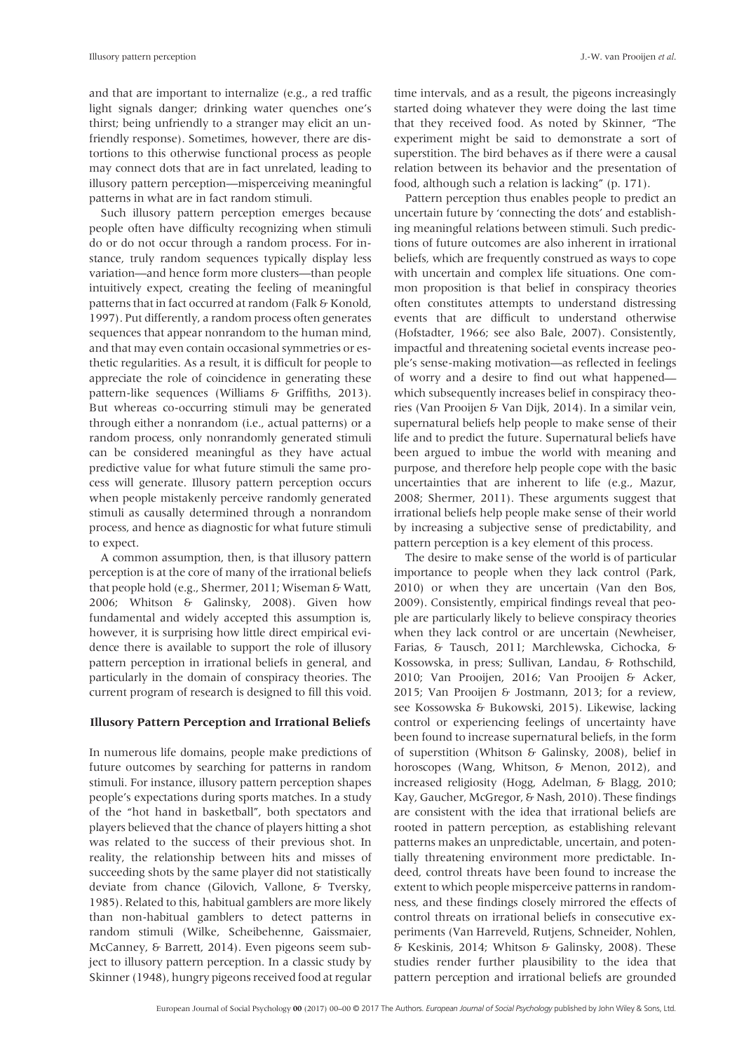and that are important to internalize (e.g., a red traffic light signals danger; drinking water quenches one's thirst; being unfriendly to a stranger may elicit an unfriendly response). Sometimes, however, there are distortions to this otherwise functional process as people may connect dots that are in fact unrelated, leading to illusory pattern perception—misperceiving meaningful patterns in what are in fact random stimuli.

Such illusory pattern perception emerges because people often have difficulty recognizing when stimuli do or do not occur through a random process. For instance, truly random sequences typically display less variation—and hence form more clusters—than people intuitively expect, creating the feeling of meaningful patterns that in fact occurred at random (Falk & Konold, 1997). Put differently, a random process often generates sequences that appear nonrandom to the human mind, and that may even contain occasional symmetries or esthetic regularities. As a result, it is difficult for people to appreciate the role of coincidence in generating these pattern-like sequences (Williams & Griffiths, 2013). But whereas co-occurring stimuli may be generated through either a nonrandom (i.e., actual patterns) or a random process, only nonrandomly generated stimuli can be considered meaningful as they have actual predictive value for what future stimuli the same process will generate. Illusory pattern perception occurs when people mistakenly perceive randomly generated stimuli as causally determined through a nonrandom process, and hence as diagnostic for what future stimuli to expect.

A common assumption, then, is that illusory pattern perception is at the core of many of the irrational beliefs that people hold (e.g., Shermer, 2011; Wiseman & Watt, 2006; Whitson & Galinsky, 2008). Given how fundamental and widely accepted this assumption is, however, it is surprising how little direct empirical evidence there is available to support the role of illusory pattern perception in irrational beliefs in general, and particularly in the domain of conspiracy theories. The current program of research is designed to fill this void.

## Illusory Pattern Perception and Irrational Beliefs

In numerous life domains, people make predictions of future outcomes by searching for patterns in random stimuli. For instance, illusory pattern perception shapes people's expectations during sports matches. In a study of the "hot hand in basketball", both spectators and players believed that the chance of players hitting a shot was related to the success of their previous shot. In reality, the relationship between hits and misses of succeeding shots by the same player did not statistically deviate from chance (Gilovich, Vallone, & Tversky, 1985). Related to this, habitual gamblers are more likely than non-habitual gamblers to detect patterns in random stimuli (Wilke, Scheibehenne, Gaissmaier, McCanney, & Barrett, 2014). Even pigeons seem subject to illusory pattern perception. In a classic study by Skinner (1948), hungry pigeons received food at regular time intervals, and as a result, the pigeons increasingly started doing whatever they were doing the last time that they received food. As noted by Skinner, "The experiment might be said to demonstrate a sort of superstition. The bird behaves as if there were a causal relation between its behavior and the presentation of food, although such a relation is lacking" (p. 171).

Pattern perception thus enables people to predict an uncertain future by 'connecting the dots' and establishing meaningful relations between stimuli. Such predictions of future outcomes are also inherent in irrational beliefs, which are frequently construed as ways to cope with uncertain and complex life situations. One common proposition is that belief in conspiracy theories often constitutes attempts to understand distressing events that are difficult to understand otherwise (Hofstadter, 1966; see also Bale, 2007). Consistently, impactful and threatening societal events increase people's sense-making motivation—as reflected in feelings of worry and a desire to find out what happened—which subsequently increases belief in conspiracy theories (Van Prooijen & Van Dijk, 2014). In a similar vein, supernatural beliefs help people to make sense of their life and to predict the future. Supernatural beliefs have been argued to imbue the world with meaning and purpose, and therefore help people cope with the basic uncertainties that are inherent to life (e.g., Mazur, 2008; Shermer, 2011). These arguments suggest that irrational beliefs help people make sense of their world by increasing a subjective sense of predictability, and pattern perception is a key element of this process.

The desire to make sense of the world is of particular importance to people when they lack control (Park, 2010) or when they are uncertain (Van den Bos, 2009). Consistently, empirical findings reveal that people are particularly likely to believe conspiracy theories when they lack control or are uncertain (Newheiser, Farias, & Tausch, 2011; Marchlewska, Cichocka, & Kossowska, in press; Sullivan, Landau, & Rothschild, 2010; Van Prooijen, 2016; Van Prooijen & Acker, 2015; Van Prooijen & Jostmann, 2013; for a review, see Kossowska & Bukowski, 2015). Likewise, lacking control or experiencing feelings of uncertainty have been found to increase supernatural beliefs, in the form of superstition (Whitson & Galinsky, 2008), belief in horoscopes (Wang, Whitson, & Menon, 2012), and increased religiosity (Hogg, Adelman, & Blagg, 2010; Kay, Gaucher, McGregor, & Nash, 2010). These findings are consistent with the idea that irrational beliefs are rooted in pattern perception, as establishing relevant patterns makes an unpredictable, uncertain, and potentially threatening environment more predictable. Indeed, control threats have been found to increase the extent to which people misperceive patterns in randomness, and these findings closely mirrored the effects of control threats on irrational beliefs in consecutive experiments (Van Harreveld, Rutjens, Schneider, Nohlen, & Keskinis, 2014; Whitson & Galinsky, 2008). These studies render further plausibility to the idea that pattern perception and irrational beliefs are grounded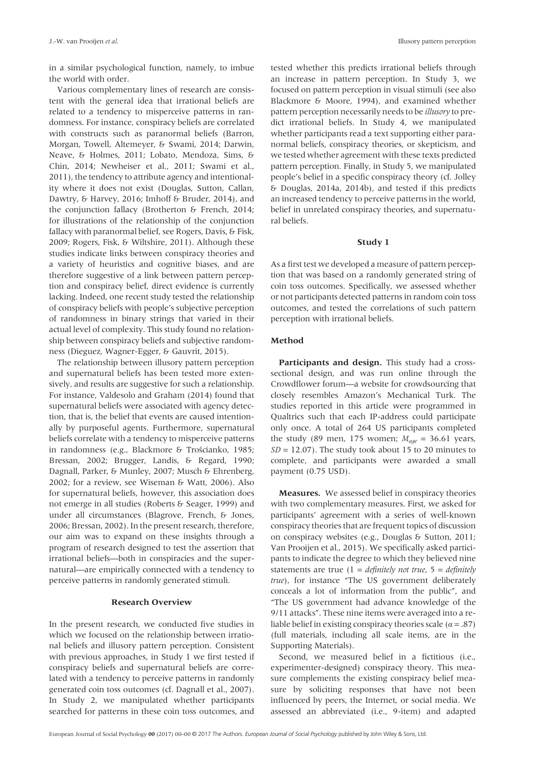in a similar psychological function, namely, to imbue the world with order.

Various complementary lines of research are consistent with the general idea that irrational beliefs are related to a tendency to misperceive patterns in randomness. For instance, conspiracy beliefs are correlated with constructs such as paranormal beliefs (Barron, Morgan, Towell, Altemeyer, & Swami, 2014; Darwin, Neave, & Holmes, 2011; Lobato, Mendoza, Sims, & Chin, 2014; Newheiser et al., 2011; Swami et al., 2011), the tendency to attribute agency and intentionality where it does not exist (Douglas, Sutton, Callan, Dawtry, & Harvey, 2016; Imhoff & Bruder, 2014), and the conjunction fallacy (Brotherton & French, 2014; for illustrations of the relationship of the conjunction fallacy with paranormal belief, see Rogers, Davis, & Fisk, 2009; Rogers, Fisk, & Wiltshire, 2011). Although these studies indicate links between conspiracy theories and a variety of heuristics and cognitive biases, and are therefore suggestive of a link between pattern perception and conspiracy belief, direct evidence is currently lacking. Indeed, one recent study tested the relationship of conspiracy beliefs with people's subjective perception of randomness in binary strings that varied in their actual level of complexity. This study found no relationship between conspiracy beliefs and subjective randomness (Dieguez, Wagner-Egger, & Gauvrit, 2015).

The relationship between illusory pattern perception and supernatural beliefs has been tested more extensively, and results are suggestive for such a relationship. For instance, Valdesolo and Graham (2014) found that supernatural beliefs were associated with agency detection, that is, the belief that events are caused intentionally by purposeful agents. Furthermore, supernatural beliefs correlate with a tendency to misperceive patterns in randomness (e.g., Blackmore & Trościanko, 1985; Bressan, 2002; Brugger, Landis, & Regard, 1990; Dagnall, Parker, & Munley, 2007; Musch & Ehrenberg, 2002; for a review, see Wiseman & Watt, 2006). Also for supernatural beliefs, however, this association does not emerge in all studies (Roberts & Seager, 1999) and under all circumstances (Blagrove, French, & Jones, 2006; Bressan, 2002). In the present research, therefore, our aim was to expand on these insights through a program of research designed to test the assertion that irrational beliefs—both in conspiracies and the supernatural—are empirically connected with a tendency to perceive patterns in randomly generated stimuli.

## Research Overview

In the present research, we conducted five studies in which we focused on the relationship between irrational beliefs and illusory pattern perception. Consistent with previous approaches, in Study 1 we first tested if conspiracy beliefs and supernatural beliefs are correlated with a tendency to perceive patterns in randomly generated coin toss outcomes (cf. Dagnall et al., 2007). In Study 2, we manipulated whether participants searched for patterns in these coin toss outcomes, and tested whether this predicts irrational beliefs through an increase in pattern perception. In Study 3, we focused on pattern perception in visual stimuli (see also Blackmore & Moore, 1994), and examined whether pattern perception necessarily needs to be *illusory* to predict irrational beliefs. In Study 4, we manipulated whether participants read a text supporting either paranormal beliefs, conspiracy theories, or skepticism, and we tested whether agreement with these texts predicted pattern perception. Finally, in Study 5, we manipulated people's belief in a specific conspiracy theory (cf. Jolley & Douglas, 2014a, 2014b), and tested if this predicts an increased tendency to perceive patterns in the world, belief in unrelated conspiracy theories, and supernatural beliefs.

## Study 1

As a first test we developed a measure of pattern perception that was based on a randomly generated string of coin toss outcomes. Specifically, we assessed whether or not participants detected patterns in random coin toss outcomes, and tested the correlations of such pattern perception with irrational beliefs.

### Method

**Participants and design.** This study had a cross-sectional design, and was run online through the Crowdflower forum—a website for crowdsourcing that closely resembles Amazon's Mechanical Turk. The studies reported in this article were programmed in Qualtrics such that each IP-address could participate only once. A total of 264 US participants completed the study (89 men, 175 women; $M_{age}$ = 36.61 years, $SD$ = 12.07). The study took about 15 to 20 minutes to complete, and participants were awarded a small payment (0.75 USD).

**Measures.** We assessed belief in conspiracy theories with two complementary measures. First, we asked for participants' agreement with a series of well-known conspiracy theories that are frequent topics of discussion on conspiracy websites (e.g., Douglas & Sutton, 2011; Van Prooijen et al., 2015). We specifically asked participants to indicate the degree to which they believed nine statements are true (1 = *definitely not true*, 5 = *definitely true*), for instance "The US government deliberately conceals a lot of information from the public", and "The US government had advance knowledge of the 9/11 attacks". These nine items were averaged into a reliable belief in existing conspiracy theories scale ($\alpha$ = .87) (full materials, including all scale items, are in the Supporting Materials).

Second, we measured belief in a fictitious (i.e., experimenter-designed) conspiracy theory. This measure complements the existing conspiracy belief measure by soliciting responses that have not been influenced by peers, the Internet, or social media. We assessed an abbreviated (i.e., 9-item) and adapted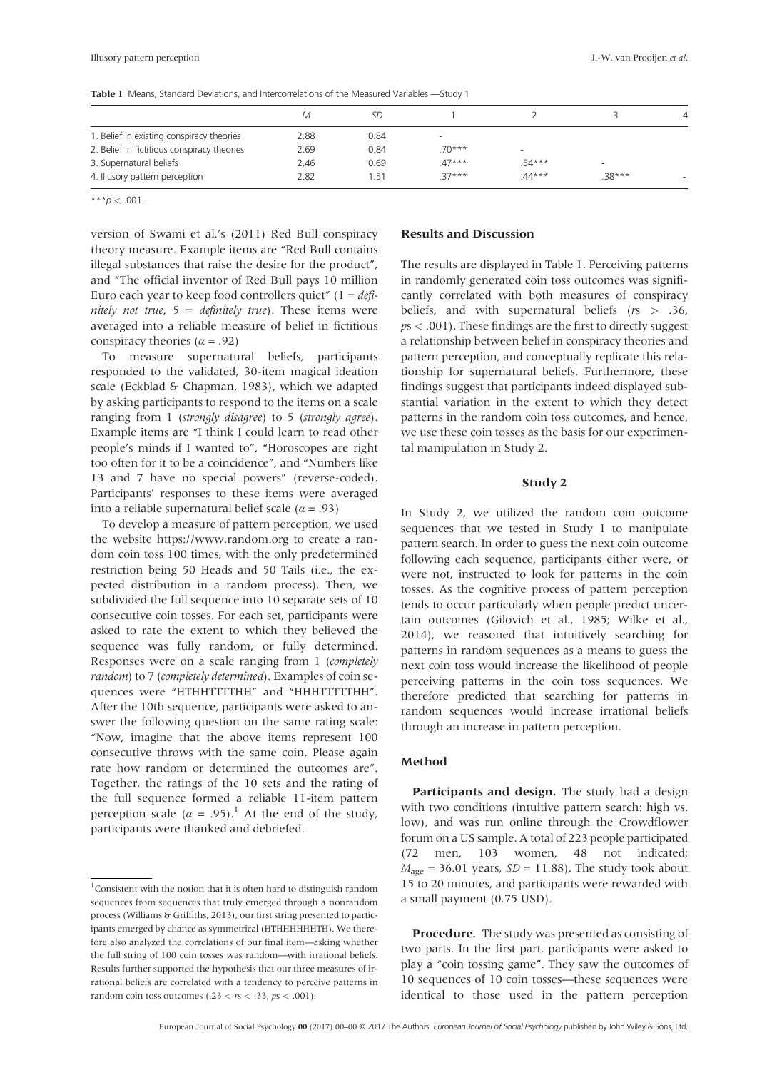**Table 1** Means, Standard Deviations, and Intercorrelations of the Measured Variables —Study 1

| | *M* | *SD* | 1 | 2 | 3 | 4 |
|---|---|---|---|---|---|---|
| 1. Belief in existing conspiracy theories | 2.88 | 0.84 | - | | | |
| 2. Belief in fictitious conspiracy theories | 2.69 | 0.84 | .70*** | - | | |
| 3. Supernatural beliefs | 2.46 | 0.69 | .47*** | .54*** | - | |
| 4. Illusory pattern perception | 2.82 | 1.51 | .37*** | .44*** | .38*** | - |

***$p < .001$.

version of Swami et al.'s (2011) Red Bull conspiracy theory measure. Example items are "Red Bull contains illegal substances that raise the desire for the product", and "The official inventor of Red Bull pays 10 million Euro each year to keep food controllers quiet" (1 = *definitely not true*, 5 = *definitely true*). These items were averaged into a reliable measure of belief in fictitious conspiracy theories ($\alpha = .92$)

To measure supernatural beliefs, participants responded to the validated, 30-item magical ideation scale (Eckblad & Chapman, 1983), which we adapted by asking participants to respond to the items on a scale ranging from 1 (*strongly disagree*) to 5 (*strongly agree*). Example items are "I think I could learn to read other people's minds if I wanted to", "Horoscopes are right too often for it to be a coincidence", and "Numbers like 13 and 7 have no special powers" (reverse-coded). Participants' responses to these items were averaged into a reliable supernatural belief scale ($\alpha = .93$)

To develop a measure of pattern perception, we used the website https://www.random.org to create a random coin toss 100 times, with the only predetermined restriction being 50 Heads and 50 Tails (i.e., the expected distribution in a random process). Then, we subdivided the full sequence into 10 separate sets of 10 consecutive coin tosses. For each set, participants were asked to rate the extent to which they believed the sequence was fully random, or fully determined. Responses were on a scale ranging from 1 (*completely random*) to 7 (*completely determined*). Examples of coin sequences were "HTHHTTTTHH" and "HHHTTTTTHH". After the 10th sequence, participants were asked to answer the following question on the same rating scale: "Now, imagine that the above items represent 100 consecutive throws with the same coin. Please again rate how random or determined the outcomes are". Together, the ratings of the 10 sets and the rating of the full sequence formed a reliable 11-item pattern perception scale ($\alpha = .95$).[1] At the end of the study, participants were thanked and debriefed.

[1]Consistent with the notion that it is often hard to distinguish random sequences from sequences that truly emerged through a nonrandom process (Williams & Griffiths, 2013), our first string presented to participants emerged by chance as symmetrical (HTHHHHHHTH). We therefore also analyzed the correlations of our final item—asking whether the full string of 100 coin tosses was random—with irrational beliefs. Results further supported the hypothesis that our three measures of irrational beliefs are correlated with a tendency to perceive patterns in random coin toss outcomes ($.23 < rs < .33$, $ps < .001$).

### Results and Discussion

The results are displayed in Table 1. Perceiving patterns in randomly generated coin toss outcomes was significantly correlated with both measures of conspiracy beliefs, and with supernatural beliefs ($rs > .36$, $ps < .001$). These findings are the first to directly suggest a relationship between belief in conspiracy theories and pattern perception, and conceptually replicate this relationship for supernatural beliefs. Furthermore, these findings suggest that participants indeed displayed substantial variation in the extent to which they detect patterns in the random coin toss outcomes, and hence, we use these coin tosses as the basis for our experimental manipulation in Study 2.

## Study 2

In Study 2, we utilized the random coin outcome sequences that we tested in Study 1 to manipulate pattern search. In order to guess the next coin outcome following each sequence, participants either were, or were not, instructed to look for patterns in the coin tosses. As the cognitive process of pattern perception tends to occur particularly when people predict uncertain outcomes (Gilovich et al., 1985; Wilke et al., 2014), we reasoned that intuitively searching for patterns in random sequences as a means to guess the next coin toss would increase the likelihood of people perceiving patterns in the coin toss sequences. We therefore predicted that searching for patterns in random sequences would increase irrational beliefs through an increase in pattern perception.

### Method

**Participants and design.** The study had a design with two conditions (intuitive pattern search: high vs. low), and was run online through the Crowdflower forum on a US sample. A total of 223 people participated (72 men, 103 women, 48 not indicated; $M_{age} = 36.01$ years, $SD = 11.88$). The study took about 15 to 20 minutes, and participants were rewarded with a small payment (0.75 USD).

**Procedure.** The study was presented as consisting of two parts. In the first part, participants were asked to play a "coin tossing game". They saw the outcomes of 10 sequences of 10 coin tosses—these sequences were identical to those used in the pattern perception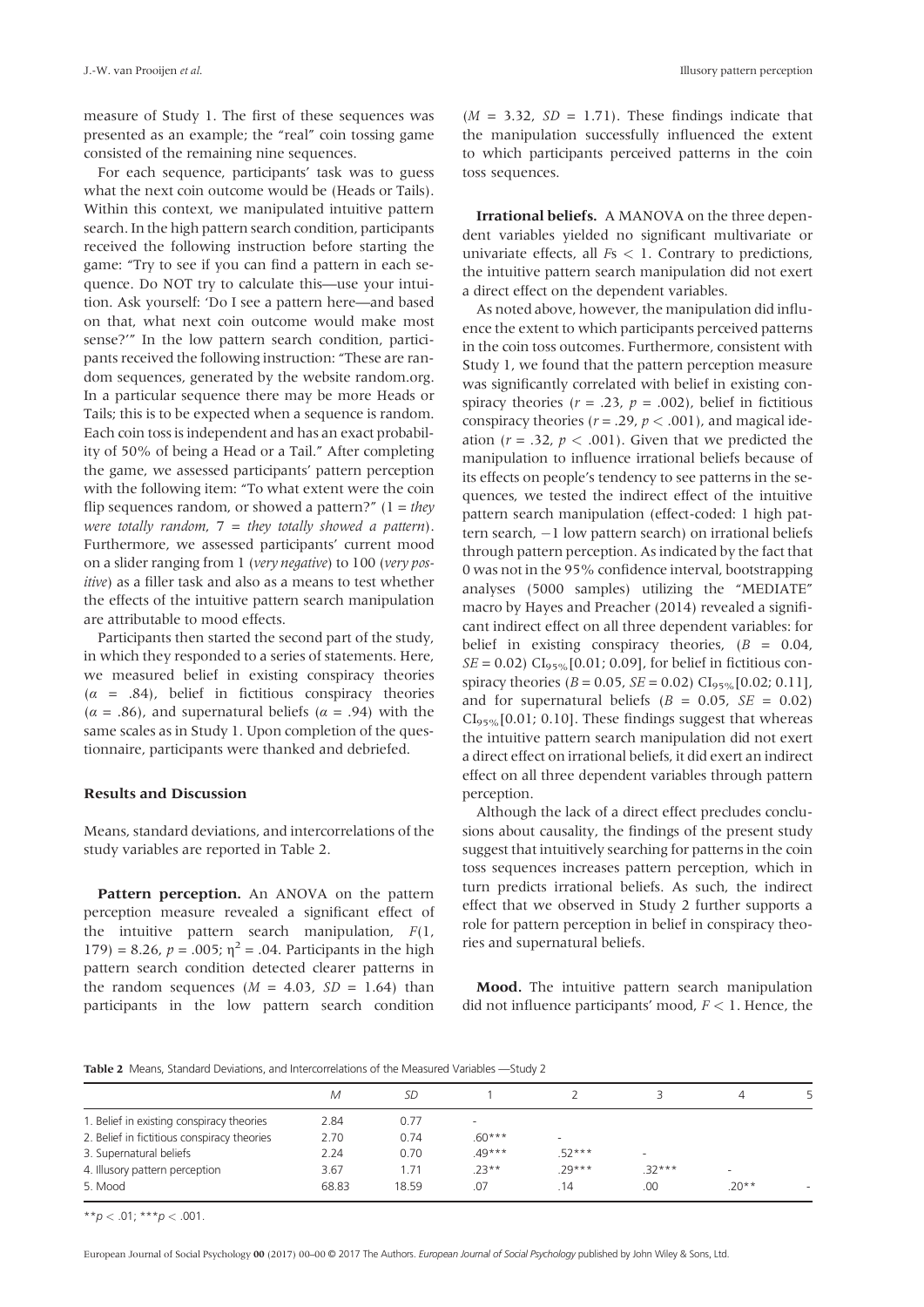measure of Study 1. The first of these sequences was presented as an example; the "real" coin tossing game consisted of the remaining nine sequences.

For each sequence, participants' task was to guess what the next coin outcome would be (Heads or Tails). Within this context, we manipulated intuitive pattern search. In the high pattern search condition, participants received the following instruction before starting the game: "Try to see if you can find a pattern in each sequence. Do NOT try to calculate this—use your intuition. Ask yourself: 'Do I see a pattern here—and based on that, what next coin outcome would make most sense?'" In the low pattern search condition, participants received the following instruction: "These are random sequences, generated by the website random.org. In a particular sequence there may be more Heads or Tails; this is to be expected when a sequence is random. Each coin toss is independent and has an exact probability of 50% of being a Head or a Tail." After completing the game, we assessed participants' pattern perception with the following item: "To what extent were the coin flip sequences random, or showed a pattern?" (1 = *they were totally random*, 7 = *they totally showed a pattern*). Furthermore, we assessed participants' current mood on a slider ranging from 1 (*very negative*) to 100 (*very positive*) as a filler task and also as a means to test whether the effects of the intuitive pattern search manipulation are attributable to mood effects.

Participants then started the second part of the study, in which they responded to a series of statements. Here, we measured belief in existing conspiracy theories ($\alpha$ = .84), belief in fictitious conspiracy theories ($\alpha$ = .86), and supernatural beliefs ($\alpha$ = .94) with the same scales as in Study 1. Upon completion of the questionnaire, participants were thanked and debriefed.

### Results and Discussion

Means, standard deviations, and intercorrelations of the study variables are reported in Table 2.

**Pattern perception.** An ANOVA on the pattern perception measure revealed a significant effect of the intuitive pattern search manipulation, $F(1, 179) = 8.26$, $p = .005$; $\eta^2 = .04$. Participants in the high pattern search condition detected clearer patterns in the random sequences ($M$ = 4.03, $SD$ = 1.64) than participants in the low pattern search condition ($M$ = 3.32, $SD$ = 1.71). These findings indicate that the manipulation successfully influenced the extent to which participants perceived patterns in the coin toss sequences.

**Irrational beliefs.** A MANOVA on the three dependent variables yielded no significant multivariate or univariate effects, all $F$s < 1. Contrary to predictions, the intuitive pattern search manipulation did not exert a direct effect on the dependent variables.

As noted above, however, the manipulation did influence the extent to which participants perceived patterns in the coin toss outcomes. Furthermore, consistent with Study 1, we found that the pattern perception measure was significantly correlated with belief in existing conspiracy theories ($r$ = .23, $p$ = .002), belief in fictitious conspiracy theories ($r$ = .29, $p$ < .001), and magical ideation ($r$ = .32, $p$ < .001). Given that we predicted the manipulation to influence irrational beliefs because of its effects on people's tendency to see patterns in the sequences, we tested the indirect effect of the intuitive pattern search manipulation (effect-coded: 1 high pattern search, −1 low pattern search) on irrational beliefs through pattern perception. As indicated by the fact that 0 was not in the 95% confidence interval, bootstrapping analyses (5000 samples) utilizing the "MEDIATE" macro by Hayes and Preacher (2014) revealed a significant indirect effect on all three dependent variables: for belief in existing conspiracy theories, ($B$ = 0.04, $SE$ = 0.02) $CI_{95\%}$[0.01; 0.09], for belief in fictitious conspiracy theories ($B$ = 0.05, $SE$ = 0.02) $CI_{95\%}$[0.02; 0.11], and for supernatural beliefs ($B$ = 0.05, $SE$ = 0.02) $CI_{95\%}$[0.01; 0.10]. These findings suggest that whereas the intuitive pattern search manipulation did not exert a direct effect on irrational beliefs, it did exert an indirect effect on all three dependent variables through pattern perception.

Although the lack of a direct effect precludes conclusions about causality, the findings of the present study suggest that intuitively searching for patterns in the coin toss sequences increases pattern perception, which in turn predicts irrational beliefs. As such, the indirect effect that we observed in Study 2 further supports a role for pattern perception in belief in conspiracy theories and supernatural beliefs.

**Mood.** The intuitive pattern search manipulation did not influence participants' mood, $F$ < 1. Hence, the

**Table 2** Means, Standard Deviations, and Intercorrelations of the Measured Variables —Study 2

| | $M$ | $SD$ | 1 | 2 | 3 | 4 | 5 |
|---|---|---|---|---|---|---|---|
| 1. Belief in existing conspiracy theories | 2.84 | 0.77 | - | | | | |
| 2. Belief in fictitious conspiracy theories | 2.70 | 0.74 | .60*** | - | | | |
| 3. Supernatural beliefs | 2.24 | 0.70 | .49*** | .52*** | - | | |
| 4. Illusory pattern perception | 3.67 | 1.71 | .23** | .29*** | .32*** | - | |
| 5. Mood | 68.83 | 18.59 | .07 | .14 | .00 | .20** | - |

**$p$ < .01; ***$p$ < .001.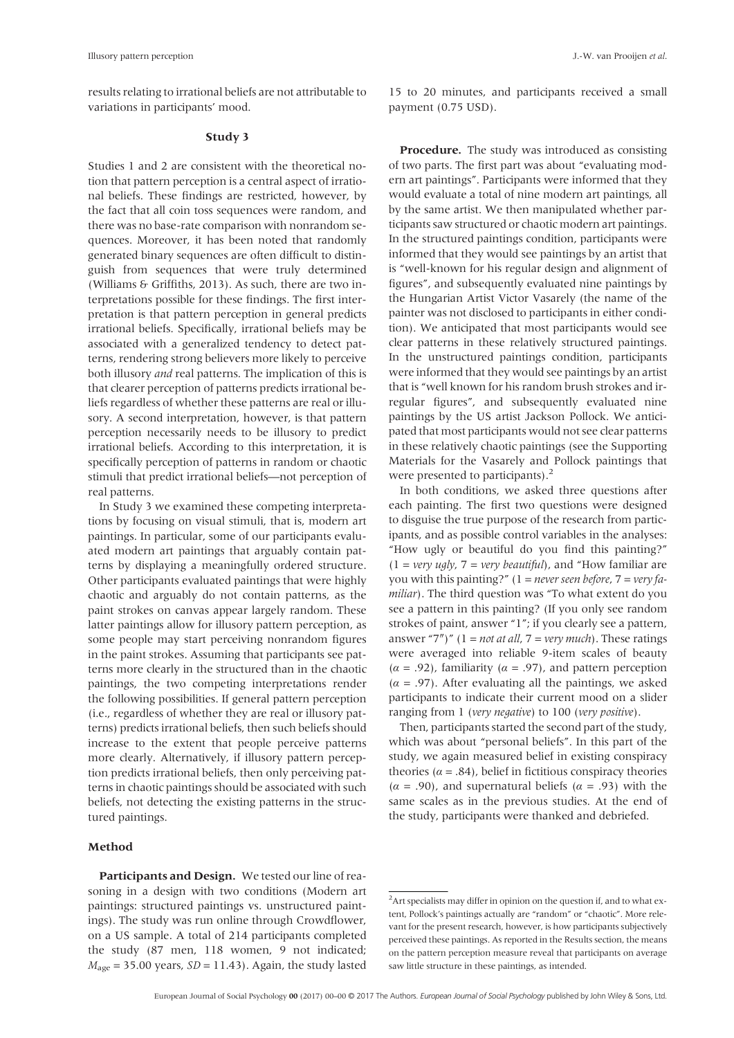results relating to irrational beliefs are not attributable to variations in participants' mood.

## Study 3

Studies 1 and 2 are consistent with the theoretical notion that pattern perception is a central aspect of irrational beliefs. These findings are restricted, however, by the fact that all coin toss sequences were random, and there was no base-rate comparison with nonrandom sequences. Moreover, it has been noted that randomly generated binary sequences are often difficult to distinguish from sequences that were truly determined (Williams & Griffiths, 2013). As such, there are two interpretations possible for these findings. The first interpretation is that pattern perception in general predicts irrational beliefs. Specifically, irrational beliefs may be associated with a generalized tendency to detect patterns, rendering strong believers more likely to perceive both illusory *and* real patterns. The implication of this is that clearer perception of patterns predicts irrational beliefs regardless of whether these patterns are real or illusory. A second interpretation, however, is that pattern perception necessarily needs to be illusory to predict irrational beliefs. According to this interpretation, it is specifically perception of patterns in random or chaotic stimuli that predict irrational beliefs—not perception of real patterns.

In Study 3 we examined these competing interpretations by focusing on visual stimuli, that is, modern art paintings. In particular, some of our participants evaluated modern art paintings that arguably contain patterns by displaying a meaningfully ordered structure. Other participants evaluated paintings that were highly chaotic and arguably do not contain patterns, as the paint strokes on canvas appear largely random. These latter paintings allow for illusory pattern perception, as some people may start perceiving nonrandom figures in the paint strokes. Assuming that participants see patterns more clearly in the structured than in the chaotic paintings, the two competing interpretations render the following possibilities. If general pattern perception (i.e., regardless of whether they are real or illusory patterns) predicts irrational beliefs, then such beliefs should increase to the extent that people perceive patterns more clearly. Alternatively, if illusory pattern perception predicts irrational beliefs, then only perceiving patterns in chaotic paintings should be associated with such beliefs, not detecting the existing patterns in the structured paintings.

### Method

**Participants and Design.** We tested our line of reasoning in a design with two conditions (Modern art paintings: structured paintings vs. unstructured paintings). The study was run online through Crowdflower, on a US sample. A total of 214 participants completed the study (87 men, 118 women, 9 not indicated; $M_{age}$ = 35.00 years, $SD$ = 11.43). Again, the study lasted 15 to 20 minutes, and participants received a small payment (0.75 USD).

**Procedure.** The study was introduced as consisting of two parts. The first part was about "evaluating modern art paintings". Participants were informed that they would evaluate a total of nine modern art paintings, all by the same artist. We then manipulated whether participants saw structured or chaotic modern art paintings. In the structured paintings condition, participants were informed that they would see paintings by an artist that is "well-known for his regular design and alignment of figures", and subsequently evaluated nine paintings by the Hungarian Artist Victor Vasarely (the name of the painter was not disclosed to participants in either condition). We anticipated that most participants would see clear patterns in these relatively structured paintings. In the unstructured paintings condition, participants were informed that they would see paintings by an artist that is "well known for his random brush strokes and irregular figures", and subsequently evaluated nine paintings by the US artist Jackson Pollock. We anticipated that most participants would not see clear patterns in these relatively chaotic paintings (see the Supporting Materials for the Vasarely and Pollock paintings that were presented to participants).[2]

In both conditions, we asked three questions after each painting. The first two questions were designed to disguise the true purpose of the research from participants, and as possible control variables in the analyses: "How ugly or beautiful do you find this painting?" (1 = *very ugly*, 7 = *very beautiful*), and "How familiar are you with this painting?" (1 = *never seen before*, 7 = *very familiar*). The third question was "To what extent do you see a pattern in this painting? (If you only see random strokes of paint, answer "1"; if you clearly see a pattern, answer "7")" (1 = *not at all*, 7 = *very much*). These ratings were averaged into reliable 9-item scales of beauty ($\alpha$ = .92), familiarity ($\alpha$ = .97), and pattern perception ($\alpha$ = .97). After evaluating all the paintings, we asked participants to indicate their current mood on a slider ranging from 1 (*very negative*) to 100 (*very positive*).

Then, participants started the second part of the study, which was about "personal beliefs". In this part of the study, we again measured belief in existing conspiracy theories ($\alpha$ = .84), belief in fictitious conspiracy theories ($\alpha$ = .90), and supernatural beliefs ($\alpha$ = .93) with the same scales as in the previous studies. At the end of the study, participants were thanked and debriefed.

---

[2] Art specialists may differ in opinion on the question if, and to what extent, Pollock's paintings actually are "random" or "chaotic". More relevant for the present research, however, is how participants subjectively perceived these paintings. As reported in the Results section, the means on the pattern perception measure reveal that participants on average saw little structure in these paintings, as intended.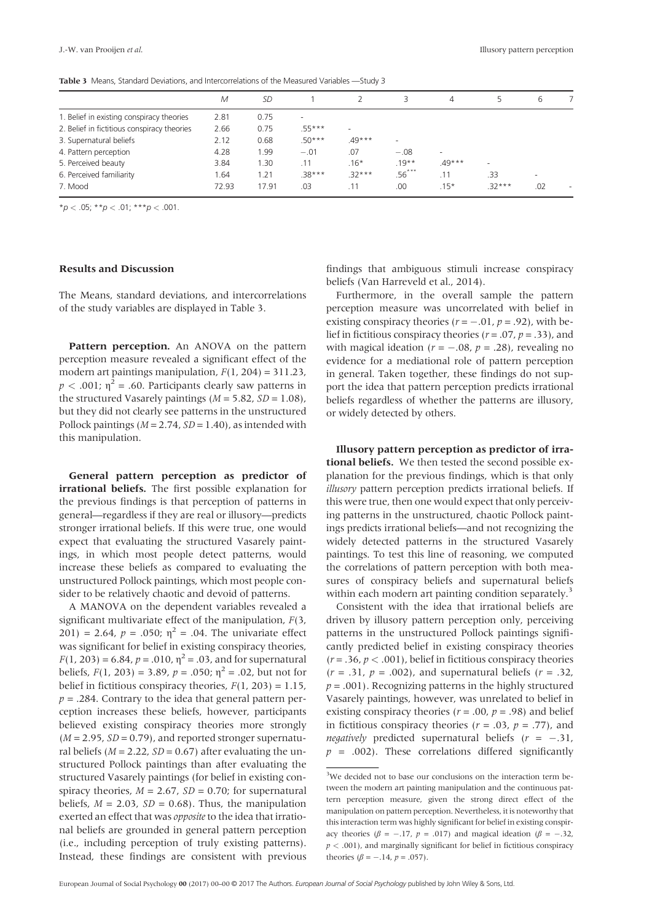**Table 3** Means, Standard Deviations, and Intercorrelations of the Measured Variables —Study 3

| | $M$ | $SD$ | 1 | 2 | 3 | 4 | 5 | 6 | 7 |
|---|---|---|---|---|---|---|---|---|---|
| 1. Belief in existing conspiracy theories | 2.81 | 0.75 | - | | | | | | |
| 2. Belief in fictitious conspiracy theories | 2.66 | 0.75 | .55*** | - | | | | | |
| 3. Supernatural beliefs | 2.12 | 0.68 | .50*** | .49*** | - | | | | |
| 4. Pattern perception | 4.28 | 1.99 | −.01 | .07 | −.08 | - | | | |
| 5. Perceived beauty | 3.84 | 1.30 | .11 | .16* | .19** | .49*** | - | | |
| 6. Perceived familiarity | 1.64 | 1.21 | .38*** | .32*** | .56*** | .11 | .33 | - | |
| 7. Mood | 72.93 | 17.91 | .03 | .11 | .00 | .15* | .32*** | .02 | - |

*$p < .05$; **$p < .01$; ***$p < .001$.

## Results and Discussion

The Means, standard deviations, and intercorrelations of the study variables are displayed in Table 3.

**Pattern perception.** An ANOVA on the pattern perception measure revealed a significant effect of the modern art paintings manipulation, $F(1, 204) = 311.23$, $p < .001$; $\eta^2 = .60$. Participants clearly saw patterns in the structured Vasarely paintings ($M = 5.82$, $SD = 1.08$), but they did not clearly see patterns in the unstructured Pollock paintings ($M = 2.74$, $SD = 1.40$), as intended with this manipulation.

**General pattern perception as predictor of irrational beliefs.** The first possible explanation for the previous findings is that perception of patterns in general—regardless if they are real or illusory—predicts stronger irrational beliefs. If this were true, one would expect that evaluating the structured Vasarely paintings, in which most people detect patterns, would increase these beliefs as compared to evaluating the unstructured Pollock paintings, which most people consider to be relatively chaotic and devoid of patterns.

A MANOVA on the dependent variables revealed a significant multivariate effect of the manipulation, $F(3, 201) = 2.64$, $p = .050$; $\eta^2 = .04$. The univariate effect was significant for belief in existing conspiracy theories, $F(1, 203) = 6.84$, $p = .010$, $\eta^2 = .03$, and for supernatural beliefs, $F(1, 203) = 3.89$, $p = .050$; $\eta^2 = .02$, but not for belief in fictitious conspiracy theories, $F(1, 203) = 1.15$, $p = .284$. Contrary to the idea that general pattern perception increases these beliefs, however, participants believed existing conspiracy theories more strongly ($M = 2.95$, $SD = 0.79$), and reported stronger supernatural beliefs ($M = 2.22$, $SD = 0.67$) after evaluating the unstructured Pollock paintings than after evaluating the structured Vasarely paintings (for belief in existing conspiracy theories, $M = 2.67$, $SD = 0.70$; for supernatural beliefs, $M = 2.03$, $SD = 0.68$). Thus, the manipulation exerted an effect that was *opposite* to the idea that irrational beliefs are grounded in general pattern perception (i.e., including perception of truly existing patterns). Instead, these findings are consistent with previous findings that ambiguous stimuli increase conspiracy beliefs (Van Harreveld et al., 2014).

Furthermore, in the overall sample the pattern perception measure was uncorrelated with belief in existing conspiracy theories ($r = -.01$, $p = .92$), with belief in fictitious conspiracy theories ($r = .07$, $p = .33$), and with magical ideation ($r = -.08$, $p = .28$), revealing no evidence for a mediational role of pattern perception in general. Taken together, these findings do not support the idea that pattern perception predicts irrational beliefs regardless of whether the patterns are illusory, or widely detected by others.

**Illusory pattern perception as predictor of irrational beliefs.** We then tested the second possible explanation for the previous findings, which is that only *illusory* pattern perception predicts irrational beliefs. If this were true, then one would expect that only perceiving patterns in the unstructured, chaotic Pollock paintings predicts irrational beliefs—and not recognizing the widely detected patterns in the structured Vasarely paintings. To test this line of reasoning, we computed the correlations of pattern perception with both measures of conspiracy beliefs and supernatural beliefs within each modern art painting condition separately.[3]

Consistent with the idea that irrational beliefs are driven by illusory pattern perception only, perceiving patterns in the unstructured Pollock paintings significantly predicted belief in existing conspiracy theories ($r = .36$, $p < .001$), belief in fictitious conspiracy theories ($r = .31$, $p = .002$), and supernatural beliefs ($r = .32$, $p = .001$). Recognizing patterns in the highly structured Vasarely paintings, however, was unrelated to belief in existing conspiracy theories ($r = .00$, $p = .98$) and belief in fictitious conspiracy theories ($r = .03$, $p = .77$), and *negatively* predicted supernatural beliefs ($r = -.31$, $p = .002$). These correlations differed significantly

[3] We decided not to base our conclusions on the interaction term between the modern art painting manipulation and the continuous pattern perception measure, given the strong direct effect of the manipulation on pattern perception. Nevertheless, it is noteworthy that this interaction term was highly significant for belief in existing conspiracy theories ($\beta = -.17$, $p = .017$) and magical ideation ($\beta = -.32$, $p < .001$), and marginally significant for belief in fictitious conspiracy theories ($\beta = -.14$, $p = .057$).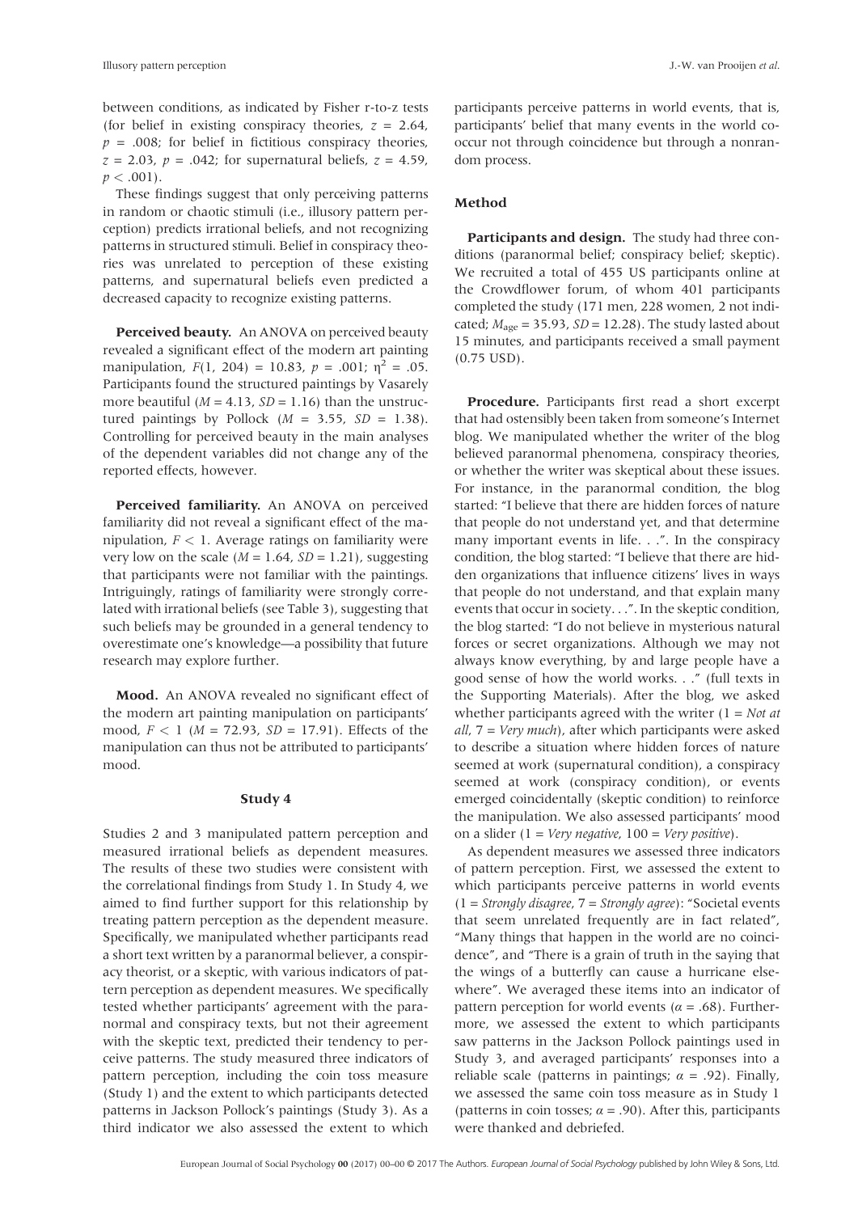between conditions, as indicated by Fisher r-to-z tests (for belief in existing conspiracy theories, $z = 2.64$, $p = .008$; for belief in fictitious conspiracy theories, $z = 2.03$, $p = .042$; for supernatural beliefs, $z = 4.59$, $p < .001$).

These findings suggest that only perceiving patterns in random or chaotic stimuli (i.e., illusory pattern perception) predicts irrational beliefs, and not recognizing patterns in structured stimuli. Belief in conspiracy theories was unrelated to perception of these existing patterns, and supernatural beliefs even predicted a decreased capacity to recognize existing patterns.

**Perceived beauty.** An ANOVA on perceived beauty revealed a significant effect of the modern art painting manipulation, $F(1, 204) = 10.83$, $p = .001$; $\eta^2 = .05$. Participants found the structured paintings by Vasarely more beautiful ($M = 4.13$, $SD = 1.16$) than the unstructured paintings by Pollock ($M = 3.55$, $SD = 1.38$). Controlling for perceived beauty in the main analyses of the dependent variables did not change any of the reported effects, however.

**Perceived familiarity.** An ANOVA on perceived familiarity did not reveal a significant effect of the manipulation, $F < 1$. Average ratings on familiarity were very low on the scale ($M = 1.64$, $SD = 1.21$), suggesting that participants were not familiar with the paintings. Intriguingly, ratings of familiarity were strongly correlated with irrational beliefs (see Table 3), suggesting that such beliefs may be grounded in a general tendency to overestimate one's knowledge—a possibility that future research may explore further.

**Mood.** An ANOVA revealed no significant effect of the modern art painting manipulation on participants' mood, $F < 1$ ($M = 72.93$, $SD = 17.91$). Effects of the manipulation can thus not be attributed to participants' mood.

## Study 4

Studies 2 and 3 manipulated pattern perception and measured irrational beliefs as dependent measures. The results of these two studies were consistent with the correlational findings from Study 1. In Study 4, we aimed to find further support for this relationship by treating pattern perception as the dependent measure. Specifically, we manipulated whether participants read a short text written by a paranormal believer, a conspiracy theorist, or a skeptic, with various indicators of pattern perception as dependent measures. We specifically tested whether participants' agreement with the paranormal and conspiracy texts, but not their agreement with the skeptic text, predicted their tendency to perceive patterns. The study measured three indicators of pattern perception, including the coin toss measure (Study 1) and the extent to which participants detected patterns in Jackson Pollock's paintings (Study 3). As a third indicator we also assessed the extent to which participants perceive patterns in world events, that is, participants' belief that many events in the world co-occur not through coincidence but through a nonrandom process.

### Method

**Participants and design.** The study had three conditions (paranormal belief; conspiracy belief; skeptic). We recruited a total of 455 US participants online at the Crowdflower forum, of whom 401 participants completed the study (171 men, 228 women, 2 not indicated; $M_{age} = 35.93$, $SD = 12.28$). The study lasted about 15 minutes, and participants received a small payment (0.75 USD).

**Procedure.** Participants first read a short excerpt that had ostensibly been taken from someone's Internet blog. We manipulated whether the writer of the blog believed paranormal phenomena, conspiracy theories, or whether the writer was skeptical about these issues. For instance, in the paranormal condition, the blog started: "I believe that there are hidden forces of nature that people do not understand yet, and that determine many important events in life. . .". In the conspiracy condition, the blog started: "I believe that there are hidden organizations that influence citizens' lives in ways that people do not understand, and that explain many events that occur in society. . .". In the skeptic condition, the blog started: "I do not believe in mysterious natural forces or secret organizations. Although we may not always know everything, by and large people have a good sense of how the world works. . ." (full texts in the Supporting Materials). After the blog, we asked whether participants agreed with the writer (1 = *Not at all*, 7 = *Very much*), after which participants were asked to describe a situation where hidden forces of nature seemed at work (supernatural condition), a conspiracy seemed at work (conspiracy condition), or events emerged coincidentally (skeptic condition) to reinforce the manipulation. We also assessed participants' mood on a slider (1 = *Very negative*, 100 = *Very positive*).

As dependent measures we assessed three indicators of pattern perception. First, we assessed the extent to which participants perceive patterns in world events (1 = *Strongly disagree*, 7 = *Strongly agree*): "Societal events that seem unrelated frequently are in fact related", "Many things that happen in the world are no coincidence", and "There is a grain of truth in the saying that the wings of a butterfly can cause a hurricane elsewhere". We averaged these items into an indicator of pattern perception for world events ($\alpha = .68$). Furthermore, we assessed the extent to which participants saw patterns in the Jackson Pollock paintings used in Study 3, and averaged participants' responses into a reliable scale (patterns in paintings; $\alpha = .92$). Finally, we assessed the same coin toss measure as in Study 1 (patterns in coin tosses; $\alpha = .90$). After this, participants were thanked and debriefed.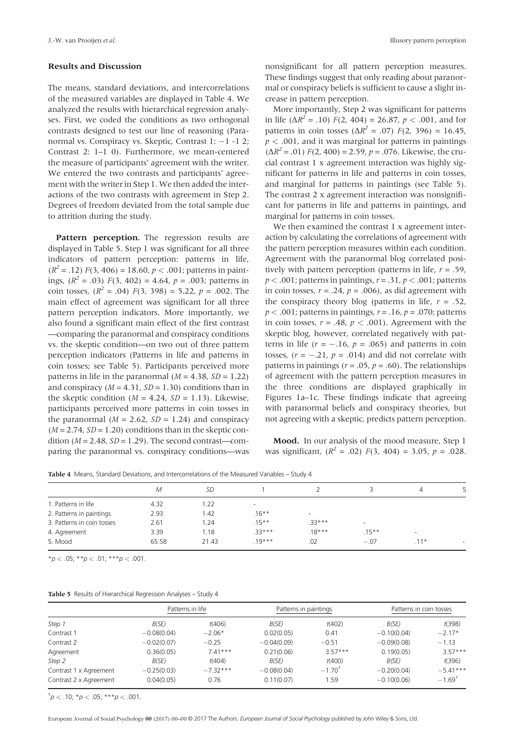## Results and Discussion

The means, standard deviations, and intercorrelations of the measured variables are displayed in Table 4. We analyzed the results with hierarchical regression analyses. First, we coded the conditions as two orthogonal contrasts designed to test our line of reasoning (Paranormal vs. Conspiracy vs. Skeptic, Contrast 1: −1 -1 2; Contrast 2: 1–1 0). Furthermore, we mean-centered the measure of participants' agreement with the writer. We entered the two contrasts and participants' agreement with the writer in Step 1. We then added the interactions of the two contrasts with agreement in Step 2. Degrees of freedom deviated from the total sample due to attrition during the study.

**Pattern perception.** The regression results are displayed in Table 5. Step 1 was significant for all three indicators of pattern perception: patterns in life, ($R^2 = .12$) $F(3, 406) = 18.60$, $p < .001$; patterns in paintings, ($R^2 = .03$) $F(3, 402) = 4.64$, $p = .003$; patterns in coin tosses, ($R^2 = .04$) $F(3, 398) = 5.22$, $p = .002$. The main effect of agreement was significant for all three pattern perception indicators. More importantly, we also found a significant main effect of the first contrast —comparing the paranormal and conspiracy conditions vs. the skeptic condition—on two out of three pattern perception indicators (Patterns in life and patterns in coin tosses; see Table 5). Participants perceived more patterns in life in the paranormal ($M = 4.38$, $SD = 1.22$) and conspiracy ($M = 4.31$, $SD = 1.30$) conditions than in the skeptic condition ($M = 4.24$, $SD = 1.13$). Likewise, participants perceived more patterns in coin tosses in the paranormal ($M = 2.62$, $SD = 1.24$) and conspiracy ($M = 2.74$, $SD = 1.20$) conditions than in the skeptic condition ($M = 2.48$, $SD = 1.29$). The second contrast—comparing the paranormal vs. conspiracy conditions—was nonsignificant for all pattern perception measures. These findings suggest that only reading about paranormal or conspiracy beliefs is sufficient to cause a slight increase in pattern perception.

More importantly, Step 2 was significant for patterns in life ($\Delta R^2 = .10$) $F(2, 404) = 26.87$, $p < .001$, and for patterns in coin tosses ($\Delta R^2 = .07$) $F(2, 396) = 16.45$, $p < .001$, and it was marginal for patterns in paintings ($\Delta R^2 = .01$) $F(2, 400) = 2.59$, $p = .076$. Likewise, the crucial contrast 1 x agreement interaction was highly significant for patterns in life and patterns in coin tosses, and marginal for patterns in paintings (see Table 5). The contrast 2 x agreement interaction was nonsignificant for patterns in life and patterns in paintings, and marginal for patterns in coin tosses.

We then examined the contrast 1 x agreement interaction by calculating the correlations of agreement with the pattern perception measures within each condition. Agreement with the paranormal blog correlated positively with pattern perception (patterns in life, $r = .59$, $p < .001$; patterns in paintings, $r = .31$, $p < .001$; patterns in coin tosses, $r = .24$, $p = .006$), as did agreement with the conspiracy theory blog (patterns in life, $r = .52$, $p < .001$; patterns in paintings, $r = .16$, $p = .070$; patterns in coin tosses, $r = .48$, $p < .001$). Agreement with the skeptic blog, however, correlated negatively with patterns in life ($r = -.16$, $p = .065$) and patterns in coin tosses, ($r = -.21$, $p = .014$) and did not correlate with patterns in paintings ($r = .05$, $p = .60$). The relationships of agreement with the pattern perception measures in the three conditions are displayed graphically in Figures 1a–1c. These findings indicate that agreeing with paranormal beliefs and conspiracy theories, but not agreeing with a skeptic, predicts pattern perception.

**Mood.** In our analysis of the mood measure, Step 1 was significant, ($R^2 = .02$) $F(3, 404) = 3.05$, $p = .028$.

**Table 4** Means, Standard Deviations, and Intercorrelations of the Measured Variables – Study 4

| | $M$ | $SD$ | 1 | 2 | 3 | 4 | 5 |
|---|---|---|---|---|---|---|---|
| 1. Patterns in life | 4.32 | 1.22 | - | | | | |
| 2. Patterns in paintings | 2.93 | 1.42 | .16** | - | | | |
| 3. Patterns in coin tosses | 2.61 | 1.24 | .15** | .33*** | - | | |
| 4. Agreement | 3.39 | 1.18 | .33*** | .18*** | .15** | - | |
| 5. Mood | 65.58 | 21.43 | .19*** | .02 | −.07 | .11* | - |

*$p < .05$; **$p < .01$; ***$p < .001$.

**Table 5** Results of Hierarchical Regression Analyses – Study 4

| | Patterns in life | | Patterns in paintings | | Patterns in coin tosses | |
|---|---|---|---|---|---|---|
| *Step 1* | $B(SE)$ | $t(406)$ | $B(SE)$ | $t(402)$ | $B(SE)$ | $t(398)$ |
| Contrast 1 | −0.08(0.04) | −2.06* | 0.02(0.05) | 0.41 | −0.10(0.04) | −2.17* |
| Contrast 2 | −0.02(0.07) | −0.25 | −0.04(0.09) | −0.51 | −0.09(0.08) | −1.13 |
| Agreement | 0.36(0.05) | 7.41*** | 0.21(0.06) | 3.57*** | 0.19(0.05) | 3.57*** |
| *Step 2* | $B(SE)$ | $t(404)$ | $B(SE)$ | $t(400)$ | $B(SE)$ | $t(396)$ |
| Contrast 1 x Agreement | −0.25(0.03) | −7.32*** | −0.08(0.04) | −1.70† | −0.20(0.04) | −5.41*** |
| Contrast 2 x Agreement | 0.04(0.05) | 0.76 | 0.11(0.07) | 1.59 | −0.10(0.06) | −1.69† |

†$p < .10$; *$p < .05$; ***$p < .001$.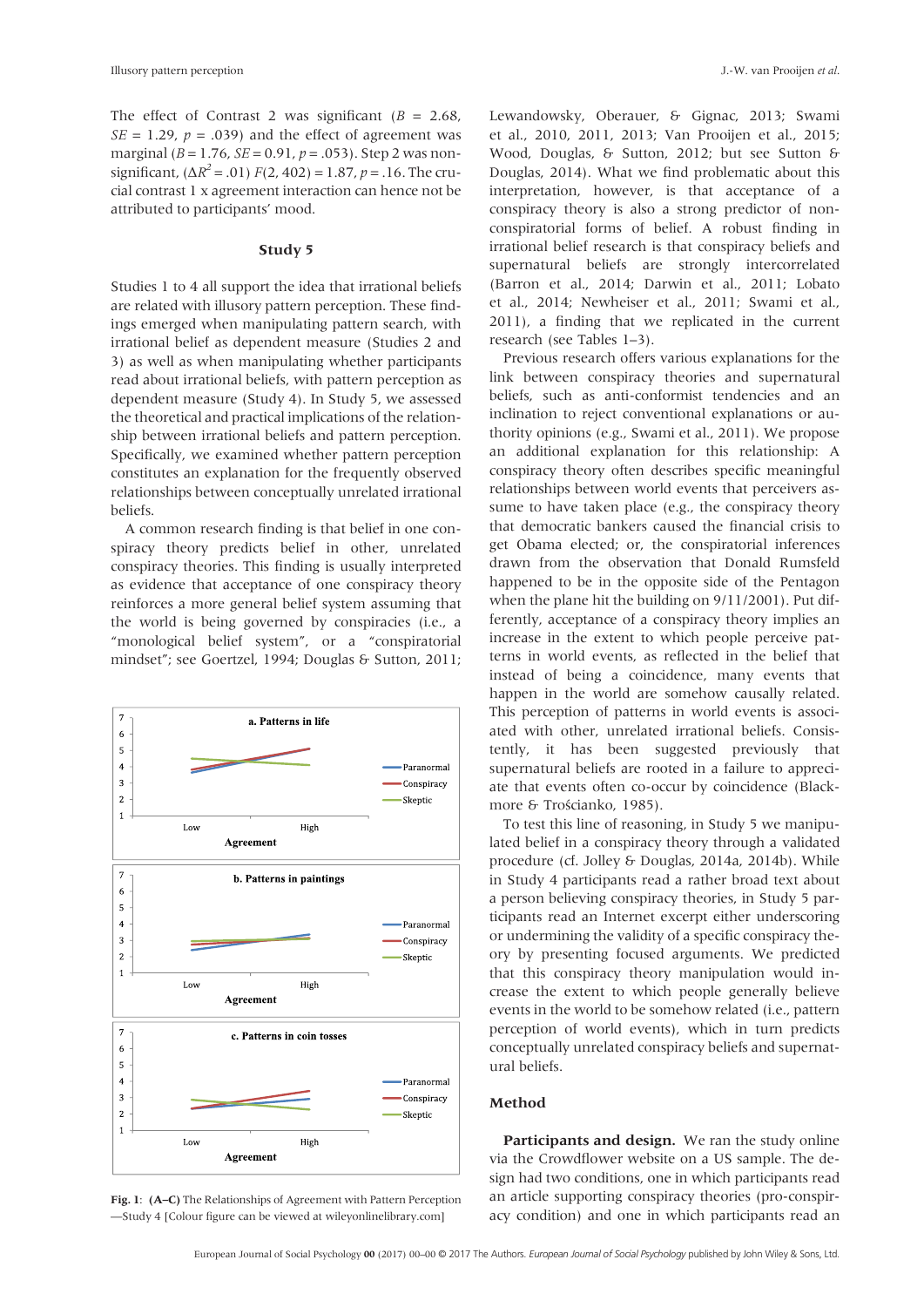The effect of Contrast 2 was significant ($B$ = 2.68, $SE$ = 1.29, $p$ = .039) and the effect of agreement was marginal ($B$ = 1.76, $SE$ = 0.91, $p$ = .053). Step 2 was non-significant, ($\Delta R^2$ = .01) $F$(2, 402) = 1.87, $p$ = .16. The crucial contrast 1 x agreement interaction can hence not be attributed to participants' mood.

## Study 5

Studies 1 to 4 all support the idea that irrational beliefs are related with illusory pattern perception. These findings emerged when manipulating pattern search, with irrational belief as dependent measure (Studies 2 and 3) as well as when manipulating whether participants read about irrational beliefs, with pattern perception as dependent measure (Study 4). In Study 5, we assessed the theoretical and practical implications of the relationship between irrational beliefs and pattern perception. Specifically, we examined whether pattern perception constitutes an explanation for the frequently observed relationships between conceptually unrelated irrational beliefs.

A common research finding is that belief in one conspiracy theory predicts belief in other, unrelated conspiracy theories. This finding is usually interpreted as evidence that acceptance of one conspiracy theory reinforces a more general belief system assuming that the world is being governed by conspiracies (i.e., a "monological belief system", or a "conspiratorial mindset"; see Goertzel, 1994; Douglas & Sutton, 2011; Lewandowsky, Oberauer, & Gignac, 2013; Swami et al., 2010, 2011, 2013; Van Prooijen et al., 2015; Wood, Douglas, & Sutton, 2012; but see Sutton & Douglas, 2014). What we find problematic about this interpretation, however, is that acceptance of a conspiracy theory is also a strong predictor of non-conspiratorial forms of belief. A robust finding in irrational belief research is that conspiracy beliefs and supernatural beliefs are strongly intercorrelated (Barron et al., 2014; Darwin et al., 2011; Lobato et al., 2014; Newheiser et al., 2011; Swami et al., 2011), a finding that we replicated in the current research (see Tables 1–3).

Previous research offers various explanations for the link between conspiracy theories and supernatural beliefs, such as anti-conformist tendencies and an inclination to reject conventional explanations or authority opinions (e.g., Swami et al., 2011). We propose an additional explanation for this relationship: A conspiracy theory often describes specific meaningful relationships between world events that perceivers assume to have taken place (e.g., the conspiracy theory that democratic bankers caused the financial crisis to get Obama elected; or, the conspiratorial inferences drawn from the observation that Donald Rumsfeld happened to be in the opposite side of the Pentagon when the plane hit the building on 9/11/2001). Put differently, acceptance of a conspiracy theory implies an increase in the extent to which people perceive patterns in world events, as reflected in the belief that instead of being a coincidence, many events that happen in the world are somehow causally related. This perception of patterns in world events is associated with other, unrelated irrational beliefs. Consistently, it has been suggested previously that supernatural beliefs are rooted in a failure to appreciate that events often co-occur by coincidence (Blackmore & Trościanko, 1985).

To test this line of reasoning, in Study 5 we manipulated belief in a conspiracy theory through a validated procedure (cf. Jolley & Douglas, 2014a, 2014b). While in Study 4 participants read a rather broad text about a person believing conspiracy theories, in Study 5 participants read an Internet excerpt either underscoring or undermining the validity of a specific conspiracy theory by presenting focused arguments. We predicted that this conspiracy theory manipulation would increase the extent to which people generally believe events in the world to be somehow related (i.e., pattern perception of world events), which in turn predicts conceptually unrelated conspiracy beliefs and supernatural beliefs.

**Fig. 1**: **(A–C)** The Relationships of Agreement with Pattern Perception—Study 4 [Colour figure can be viewed at wileyonlinelibrary.com]

### Method

**Participants and design.** We ran the study online via the Crowdflower website on a US sample. The design had two conditions, one in which participants read an article supporting conspiracy theories (pro-conspiracy condition) and one in which participants read an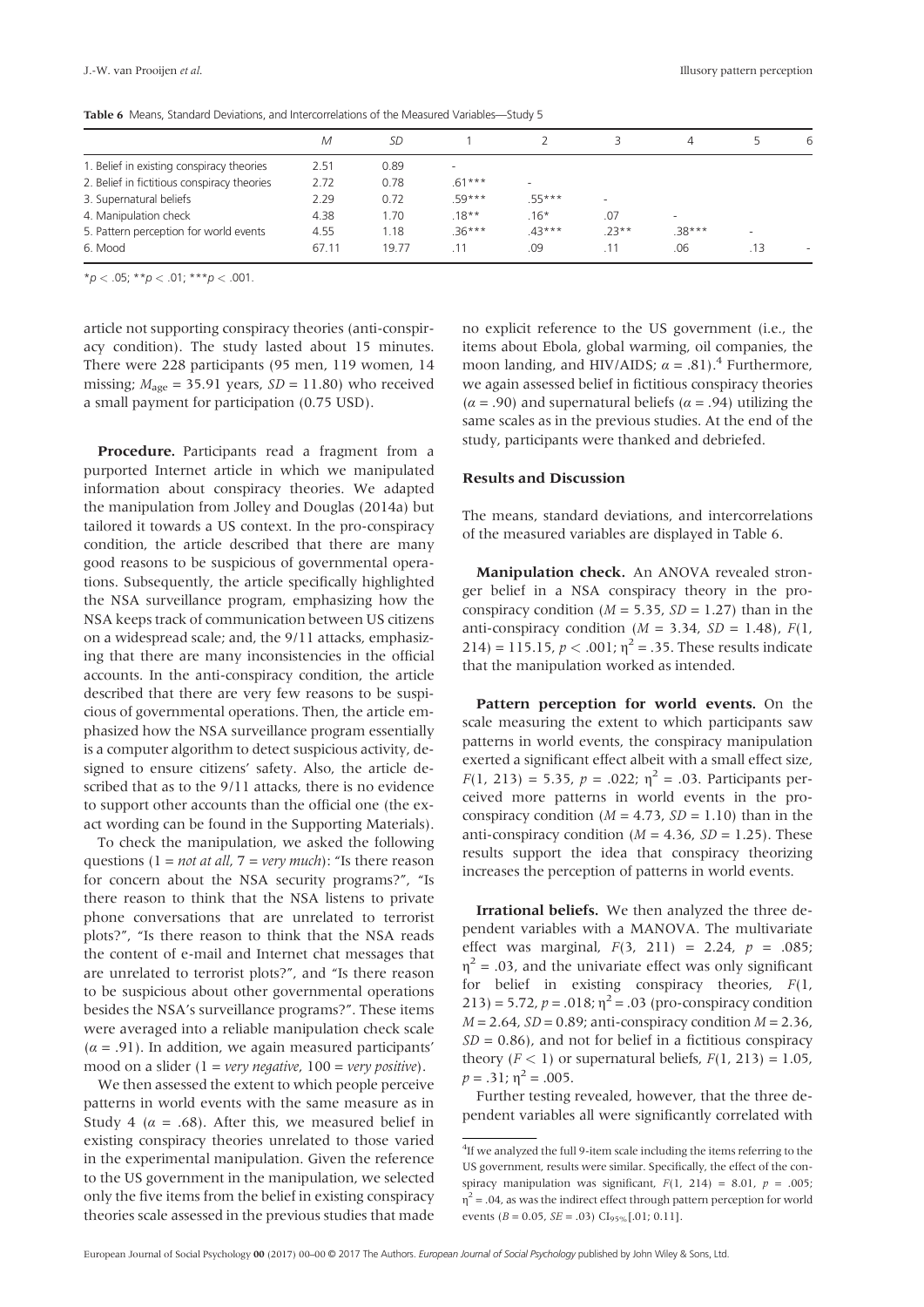Table 6 Means, Standard Deviations, and Intercorrelations of the Measured Variables—Study 5

| | *M* | *SD* | 1 | 2 | 3 | 4 | 5 | 6 |
|---|---|---|---|---|---|---|---|---|
| 1. Belief in existing conspiracy theories | 2.51 | 0.89 | - | | | | | |
| 2. Belief in fictitious conspiracy theories | 2.72 | 0.78 | .61*** | - | | | | |
| 3. Supernatural beliefs | 2.29 | 0.72 | .59*** | .55*** | - | | | |
| 4. Manipulation check | 4.38 | 1.70 | .18** | .16* | .07 | - | | |
| 5. Pattern perception for world events | 4.55 | 1.18 | .36*** | .43*** | .23** | .38*** | - | |
| 6. Mood | 67.11 | 19.77 | .11 | .09 | .11 | .06 | .13 | - |

*$p < .05$; **$p < .01$; ***$p < .001$.

article not supporting conspiracy theories (anti-conspiracy condition). The study lasted about 15 minutes. There were 228 participants (95 men, 119 women, 14 missing; $M_{age}$ = 35.91 years, $SD$ = 11.80) who received a small payment for participation (0.75 USD).

**Procedure.** Participants read a fragment from a purported Internet article in which we manipulated information about conspiracy theories. We adapted the manipulation from Jolley and Douglas (2014a) but tailored it towards a US context. In the pro-conspiracy condition, the article described that there are many good reasons to be suspicious of governmental operations. Subsequently, the article specifically highlighted the NSA surveillance program, emphasizing how the NSA keeps track of communication between US citizens on a widespread scale; and, the 9/11 attacks, emphasizing that there are many inconsistencies in the official accounts. In the anti-conspiracy condition, the article described that there are very few reasons to be suspicious of governmental operations. Then, the article emphasized how the NSA surveillance program essentially is a computer algorithm to detect suspicious activity, designed to ensure citizens' safety. Also, the article described that as to the 9/11 attacks, there is no evidence to support other accounts than the official one (the exact wording can be found in the Supporting Materials).

To check the manipulation, we asked the following questions (1 = *not at all*, 7 = *very much*): "Is there reason for concern about the NSA security programs?", "Is there reason to think that the NSA listens to private phone conversations that are unrelated to terrorist plots?", "Is there reason to think that the NSA reads the content of e-mail and Internet chat messages that are unrelated to terrorist plots?", and "Is there reason to be suspicious about other governmental operations besides the NSA's surveillance programs?". These items were averaged into a reliable manipulation check scale ($\alpha$ = .91). In addition, we again measured participants' mood on a slider (1 = *very negative*, 100 = *very positive*).

We then assessed the extent to which people perceive patterns in world events with the same measure as in Study 4 ($\alpha$ = .68). After this, we measured belief in existing conspiracy theories unrelated to those varied in the experimental manipulation. Given the reference to the US government in the manipulation, we selected only the five items from the belief in existing conspiracy theories scale assessed in the previous studies that made no explicit reference to the US government (i.e., the items about Ebola, global warming, oil companies, the moon landing, and HIV/AIDS; $\alpha$ = .81).[4] Furthermore, we again assessed belief in fictitious conspiracy theories ($\alpha$ = .90) and supernatural beliefs ($\alpha$ = .94) utilizing the same scales as in the previous studies. At the end of the study, participants were thanked and debriefed.

### Results and Discussion

The means, standard deviations, and intercorrelations of the measured variables are displayed in Table 6.

**Manipulation check.** An ANOVA revealed stronger belief in a NSA conspiracy theory in the pro-conspiracy condition ($M$ = 5.35, $SD$ = 1.27) than in the anti-conspiracy condition ($M$ = 3.34, $SD$ = 1.48), $F(1, 214) = 115.15$, $p < .001$; $\eta^2 = .35$. These results indicate that the manipulation worked as intended.

**Pattern perception for world events.** On the scale measuring the extent to which participants saw patterns in world events, the conspiracy manipulation exerted a significant effect albeit with a small effect size, $F(1, 213) = 5.35$, $p = .022$; $\eta^2 = .03$. Participants perceived more patterns in world events in the pro-conspiracy condition ($M$ = 4.73, $SD$ = 1.10) than in the anti-conspiracy condition ($M$ = 4.36, $SD$ = 1.25). These results support the idea that conspiracy theorizing increases the perception of patterns in world events.

**Irrational beliefs.** We then analyzed the three dependent variables with a MANOVA. The multivariate effect was marginal, $F(3, 211) = 2.24$, $p = .085$; $\eta^2 = .03$, and the univariate effect was only significant for belief in existing conspiracy theories, $F(1, 213) = 5.72$, $p = .018$; $\eta^2 = .03$ (pro-conspiracy condition $M$ = 2.64, $SD$ = 0.89; anti-conspiracy condition $M$ = 2.36, $SD$ = 0.86), and not for belief in a fictitious conspiracy theory ($F < 1$) or supernatural beliefs, $F(1, 213) = 1.05$, $p = .31$; $\eta^2 = .005$.

Further testing revealed, however, that the three dependent variables all were significantly correlated with

[4]If we analyzed the full 9-item scale including the items referring to the US government, results were similar. Specifically, the effect of the conspiracy manipulation was significant, $F(1, 214) = 8.01$, $p = .005$; $\eta^2 = .04$, as was the indirect effect through pattern perception for world events ($B$ = 0.05, $SE$ = .03) $CI_{95\%}$[.01; 0.11].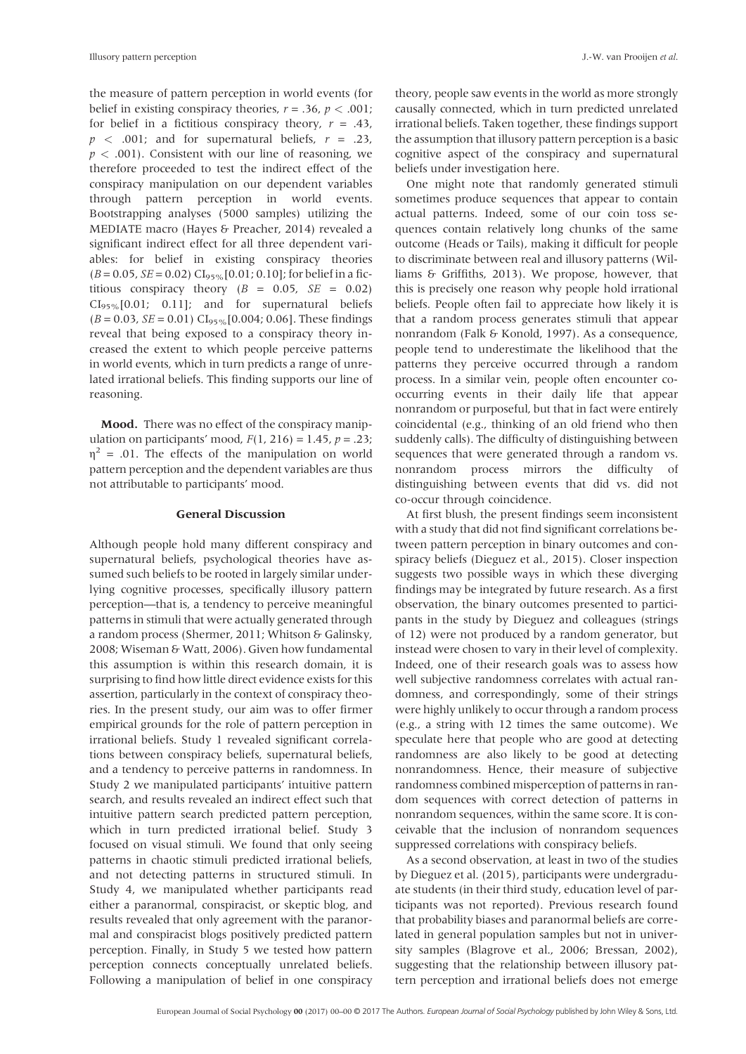the measure of pattern perception in world events (for belief in existing conspiracy theories, $r = .36$, $p < .001$; for belief in a fictitious conspiracy theory, $r = .43$, $p < .001$; and for supernatural beliefs, $r = .23$, $p < .001$). Consistent with our line of reasoning, we therefore proceeded to test the indirect effect of the conspiracy manipulation on our dependent variables through pattern perception in world events. Bootstrapping analyses (5000 samples) utilizing the MEDIATE macro (Hayes & Preacher, 2014) revealed a significant indirect effect for all three dependent variables: for belief in existing conspiracy theories ($B = 0.05$, $SE = 0.02$) $CI_{95\%}$[0.01; 0.10]; for belief in a fictitious conspiracy theory ($B = 0.05$, $SE = 0.02$) $CI_{95\%}$[0.01; 0.11]; and for supernatural beliefs ($B = 0.03$, $SE = 0.01$) $CI_{95\%}$[0.004; 0.06]. These findings reveal that being exposed to a conspiracy theory increased the extent to which people perceive patterns in world events, which in turn predicts a range of unrelated irrational beliefs. This finding supports our line of reasoning.

**Mood.** There was no effect of the conspiracy manipulation on participants' mood, $F(1, 216) = 1.45$, $p = .23$; $\eta^2 = .01$. The effects of the manipulation on world pattern perception and the dependent variables are thus not attributable to participants' mood.

## General Discussion

Although people hold many different conspiracy and supernatural beliefs, psychological theories have assumed such beliefs to be rooted in largely similar underlying cognitive processes, specifically illusory pattern perception—that is, a tendency to perceive meaningful patterns in stimuli that were actually generated through a random process (Shermer, 2011; Whitson & Galinsky, 2008; Wiseman & Watt, 2006). Given how fundamental this assumption is within this research domain, it is surprising to find how little direct evidence exists for this assertion, particularly in the context of conspiracy theories. In the present study, our aim was to offer firmer empirical grounds for the role of pattern perception in irrational beliefs. Study 1 revealed significant correlations between conspiracy beliefs, supernatural beliefs, and a tendency to perceive patterns in randomness. In Study 2 we manipulated participants' intuitive pattern search, and results revealed an indirect effect such that intuitive pattern search predicted pattern perception, which in turn predicted irrational belief. Study 3 focused on visual stimuli. We found that only seeing patterns in chaotic stimuli predicted irrational beliefs, and not detecting patterns in structured stimuli. In Study 4, we manipulated whether participants read either a paranormal, conspiracist, or skeptic blog, and results revealed that only agreement with the paranormal and conspiracist blogs positively predicted pattern perception. Finally, in Study 5 we tested how pattern perception connects conceptually unrelated beliefs. Following a manipulation of belief in one conspiracy theory, people saw events in the world as more strongly causally connected, which in turn predicted unrelated irrational beliefs. Taken together, these findings support the assumption that illusory pattern perception is a basic cognitive aspect of the conspiracy and supernatural beliefs under investigation here.

One might note that randomly generated stimuli sometimes produce sequences that appear to contain actual patterns. Indeed, some of our coin toss sequences contain relatively long chunks of the same outcome (Heads or Tails), making it difficult for people to discriminate between real and illusory patterns (Williams & Griffiths, 2013). We propose, however, that this is precisely one reason why people hold irrational beliefs. People often fail to appreciate how likely it is that a random process generates stimuli that appear nonrandom (Falk & Konold, 1997). As a consequence, people tend to underestimate the likelihood that the patterns they perceive occurred through a random process. In a similar vein, people often encounter co-occurring events in their daily life that appear nonrandom or purposeful, but that in fact were entirely coincidental (e.g., thinking of an old friend who then suddenly calls). The difficulty of distinguishing between sequences that were generated through a random vs. nonrandom process mirrors the difficulty of distinguishing between events that did vs. did not co-occur through coincidence.

At first blush, the present findings seem inconsistent with a study that did not find significant correlations between pattern perception in binary outcomes and conspiracy beliefs (Dieguez et al., 2015). Closer inspection suggests two possible ways in which these diverging findings may be integrated by future research. As a first observation, the binary outcomes presented to participants in the study by Dieguez and colleagues (strings of 12) were not produced by a random generator, but instead were chosen to vary in their level of complexity. Indeed, one of their research goals was to assess how well subjective randomness correlates with actual randomness, and correspondingly, some of their strings were highly unlikely to occur through a random process (e.g., a string with 12 times the same outcome). We speculate here that people who are good at detecting randomness are also likely to be good at detecting nonrandomness. Hence, their measure of subjective randomness combined misperception of patterns in random sequences with correct detection of patterns in nonrandom sequences, within the same score. It is conceivable that the inclusion of nonrandom sequences suppressed correlations with conspiracy beliefs.

As a second observation, at least in two of the studies by Dieguez et al. (2015), participants were undergraduate students (in their third study, education level of participants was not reported). Previous research found that probability biases and paranormal beliefs are correlated in general population samples but not in university samples (Blagrove et al., 2006; Bressan, 2002), suggesting that the relationship between illusory pattern perception and irrational beliefs does not emerge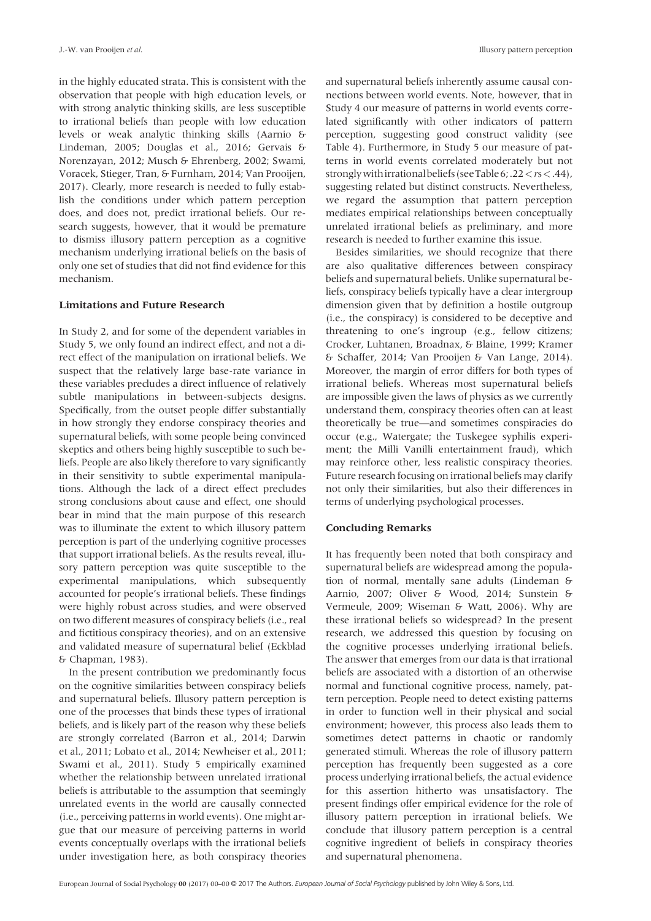in the highly educated strata. This is consistent with the observation that people with high education levels, or with strong analytic thinking skills, are less susceptible to irrational beliefs than people with low education levels or weak analytic thinking skills (Aarnio & Lindeman, 2005; Douglas et al., 2016; Gervais & Norenzayan, 2012; Musch & Ehrenberg, 2002; Swami, Voracek, Stieger, Tran, & Furnham, 2014; Van Prooijen, 2017). Clearly, more research is needed to fully establish the conditions under which pattern perception does, and does not, predict irrational beliefs. Our research suggests, however, that it would be premature to dismiss illusory pattern perception as a cognitive mechanism underlying irrational beliefs on the basis of only one set of studies that did not find evidence for this mechanism.

### Limitations and Future Research

In Study 2, and for some of the dependent variables in Study 5, we only found an indirect effect, and not a direct effect of the manipulation on irrational beliefs. We suspect that the relatively large base-rate variance in these variables precludes a direct influence of relatively subtle manipulations in between-subjects designs. Specifically, from the outset people differ substantially in how strongly they endorse conspiracy theories and supernatural beliefs, with some people being convinced skeptics and others being highly susceptible to such beliefs. People are also likely therefore to vary significantly in their sensitivity to subtle experimental manipulations. Although the lack of a direct effect precludes strong conclusions about cause and effect, one should bear in mind that the main purpose of this research was to illuminate the extent to which illusory pattern perception is part of the underlying cognitive processes that support irrational beliefs. As the results reveal, illusory pattern perception was quite susceptible to the experimental manipulations, which subsequently accounted for people's irrational beliefs. These findings were highly robust across studies, and were observed on two different measures of conspiracy beliefs (i.e., real and fictitious conspiracy theories), and on an extensive and validated measure of supernatural belief (Eckblad & Chapman, 1983).

In the present contribution we predominantly focus on the cognitive similarities between conspiracy beliefs and supernatural beliefs. Illusory pattern perception is one of the processes that binds these types of irrational beliefs, and is likely part of the reason why these beliefs are strongly correlated (Barron et al., 2014; Darwin et al., 2011; Lobato et al., 2014; Newheiser et al., 2011; Swami et al., 2011). Study 5 empirically examined whether the relationship between unrelated irrational beliefs is attributable to the assumption that seemingly unrelated events in the world are causally connected (i.e., perceiving patterns in world events). One might argue that our measure of perceiving patterns in world events conceptually overlaps with the irrational beliefs under investigation here, as both conspiracy theories and supernatural beliefs inherently assume causal connections between world events. Note, however, that in Study 4 our measure of patterns in world events correlated significantly with other indicators of pattern perception, suggesting good construct validity (see Table 4). Furthermore, in Study 5 our measure of patterns in world events correlated moderately but not strongly with irrational beliefs (see Table 6; $.22 < rs < .44$), suggesting related but distinct constructs. Nevertheless, we regard the assumption that pattern perception mediates empirical relationships between conceptually unrelated irrational beliefs as preliminary, and more research is needed to further examine this issue.

Besides similarities, we should recognize that there are also qualitative differences between conspiracy beliefs and supernatural beliefs. Unlike supernatural beliefs, conspiracy beliefs typically have a clear intergroup dimension given that by definition a hostile outgroup (i.e., the conspiracy) is considered to be deceptive and threatening to one's ingroup (e.g., fellow citizens; Crocker, Luhtanen, Broadnax, & Blaine, 1999; Kramer & Schaffer, 2014; Van Prooijen & Van Lange, 2014). Moreover, the margin of error differs for both types of irrational beliefs. Whereas most supernatural beliefs are impossible given the laws of physics as we currently understand them, conspiracy theories often can at least theoretically be true—and sometimes conspiracies do occur (e.g., Watergate; the Tuskegee syphilis experiment; the Milli Vanilli entertainment fraud), which may reinforce other, less realistic conspiracy theories. Future research focusing on irrational beliefs may clarify not only their similarities, but also their differences in terms of underlying psychological processes.

### Concluding Remarks

It has frequently been noted that both conspiracy and supernatural beliefs are widespread among the population of normal, mentally sane adults (Lindeman & Aarnio, 2007; Oliver & Wood, 2014; Sunstein & Vermeule, 2009; Wiseman & Watt, 2006). Why are these irrational beliefs so widespread? In the present research, we addressed this question by focusing on the cognitive processes underlying irrational beliefs. The answer that emerges from our data is that irrational beliefs are associated with a distortion of an otherwise normal and functional cognitive process, namely, pattern perception. People need to detect existing patterns in order to function well in their physical and social environment; however, this process also leads them to sometimes detect patterns in chaotic or randomly generated stimuli. Whereas the role of illusory pattern perception has frequently been suggested as a core process underlying irrational beliefs, the actual evidence for this assertion hitherto was unsatisfactory. The present findings offer empirical evidence for the role of illusory pattern perception in irrational beliefs. We conclude that illusory pattern perception is a central cognitive ingredient of beliefs in conspiracy theories and supernatural phenomena.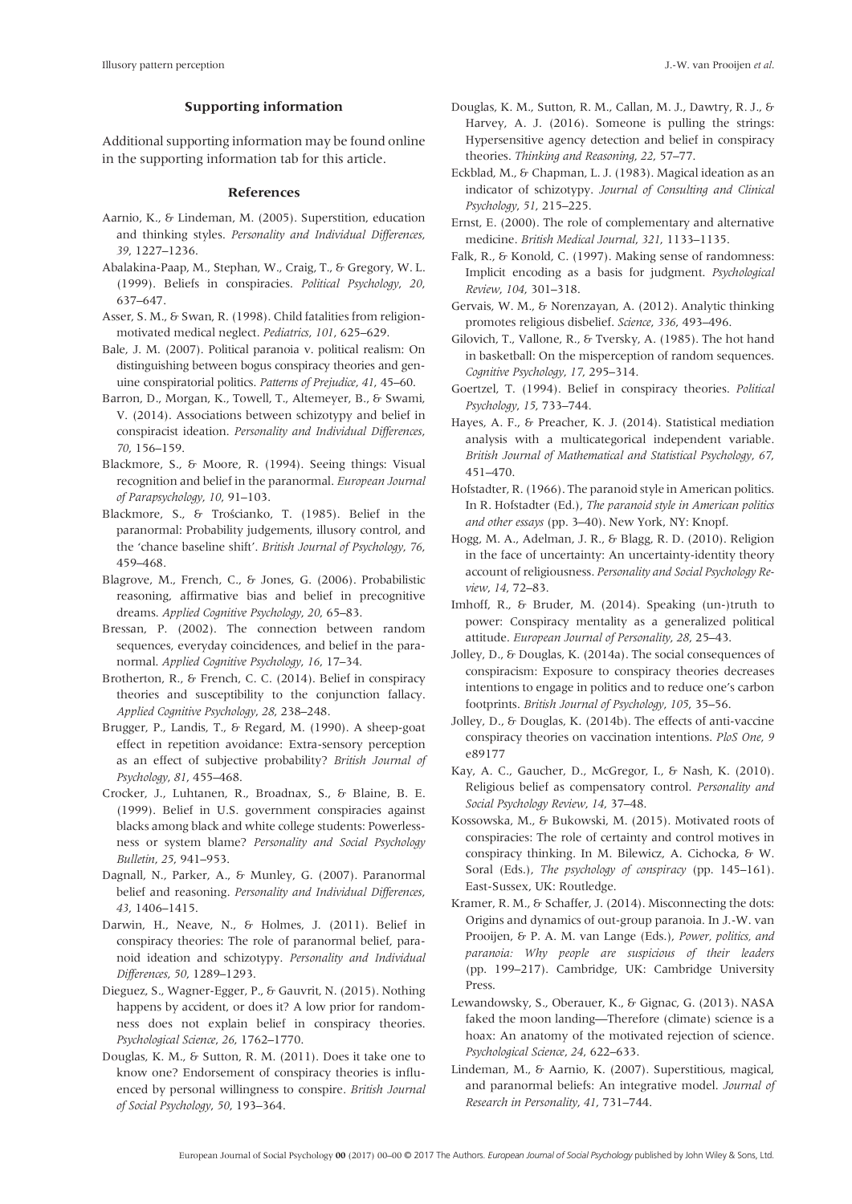## Supporting information

Additional supporting information may be found online in the supporting information tab for this article.

## References

Aarnio, K., & Lindeman, M. (2005). Superstition, education and thinking styles. *Personality and Individual Differences*, *39*, 1227–1236.

Abalakina-Paap, M., Stephan, W., Craig, T., & Gregory, W. L. (1999). Beliefs in conspiracies. *Political Psychology*, *20*, 637–647.

Asser, S. M., & Swan, R. (1998). Child fatalities from religion-motivated medical neglect. *Pediatrics*, *101*, 625–629.

Bale, J. M. (2007). Political paranoia v. political realism: On distinguishing between bogus conspiracy theories and genuine conspiratorial politics. *Patterns of Prejudice*, *41*, 45–60.

Barron, D., Morgan, K., Towell, T., Altemeyer, B., & Swami, V. (2014). Associations between schizotypy and belief in conspiracist ideation. *Personality and Individual Differences*, *70*, 156–159.

Blackmore, S., & Moore, R. (1994). Seeing things: Visual recognition and belief in the paranormal. *European Journal of Parapsychology*, *10*, 91–103.

Blackmore, S., & Trościanko, T. (1985). Belief in the paranormal: Probability judgements, illusory control, and the 'chance baseline shift'. *British Journal of Psychology*, *76*, 459–468.

Blagrove, M., French, C., & Jones, G. (2006). Probabilistic reasoning, affirmative bias and belief in precognitive dreams. *Applied Cognitive Psychology*, *20*, 65–83.

Bressan, P. (2002). The connection between random sequences, everyday coincidences, and belief in the paranormal. *Applied Cognitive Psychology*, *16*, 17–34.

Brotherton, R., & French, C. C. (2014). Belief in conspiracy theories and susceptibility to the conjunction fallacy. *Applied Cognitive Psychology*, *28*, 238–248.

Brugger, P., Landis, T., & Regard, M. (1990). A sheep-goat effect in repetition avoidance: Extra-sensory perception as an effect of subjective probability? *British Journal of Psychology*, *81*, 455–468.

Crocker, J., Luhtanen, R., Broadnax, S., & Blaine, B. E. (1999). Belief in U.S. government conspiracies against blacks among black and white college students: Powerlessness or system blame? *Personality and Social Psychology Bulletin*, *25*, 941–953.

Dagnall, N., Parker, A., & Munley, G. (2007). Paranormal belief and reasoning. *Personality and Individual Differences*, *43*, 1406–1415.

Darwin, H., Neave, N., & Holmes, J. (2011). Belief in conspiracy theories: The role of paranormal belief, paranoid ideation and schizotypy. *Personality and Individual Differences*, *50*, 1289–1293.

Dieguez, S., Wagner-Egger, P., & Gauvrit, N. (2015). Nothing happens by accident, or does it? A low prior for randomness does not explain belief in conspiracy theories. *Psychological Science*, *26*, 1762–1770.

Douglas, K. M., & Sutton, R. M. (2011). Does it take one to know one? Endorsement of conspiracy theories is influenced by personal willingness to conspire. *British Journal of Social Psychology*, *50*, 193–364.

Douglas, K. M., Sutton, R. M., Callan, M. J., Dawtry, R. J., & Harvey, A. J. (2016). Someone is pulling the strings: Hypersensitive agency detection and belief in conspiracy theories. *Thinking and Reasoning*, *22*, 57–77.

Eckblad, M., & Chapman, L. J. (1983). Magical ideation as an indicator of schizotypy. *Journal of Consulting and Clinical Psychology*, *51*, 215–225.

Ernst, E. (2000). The role of complementary and alternative medicine. *British Medical Journal*, *321*, 1133–1135.

Falk, R., & Konold, C. (1997). Making sense of randomness: Implicit encoding as a basis for judgment. *Psychological Review*, *104*, 301–318.

Gervais, W. M., & Norenzayan, A. (2012). Analytic thinking promotes religious disbelief. *Science*, *336*, 493–496.

Gilovich, T., Vallone, R., & Tversky, A. (1985). The hot hand in basketball: On the misperception of random sequences. *Cognitive Psychology*, *17*, 295–314.

Goertzel, T. (1994). Belief in conspiracy theories. *Political Psychology*, *15*, 733–744.

Hayes, A. F., & Preacher, K. J. (2014). Statistical mediation analysis with a multicategorical independent variable. *British Journal of Mathematical and Statistical Psychology*, *67*, 451–470.

Hofstadter, R. (1966). The paranoid style in American politics. In R. Hofstadter (Ed.), *The paranoid style in American politics and other essays* (pp. 3–40). New York, NY: Knopf.

Hogg, M. A., Adelman, J. R., & Blagg, R. D. (2010). Religion in the face of uncertainty: An uncertainty-identity theory account of religiousness. *Personality and Social Psychology Review*, *14*, 72–83.

Imhoff, R., & Bruder, M. (2014). Speaking (un-)truth to power: Conspiracy mentality as a generalized political attitude. *European Journal of Personality*, *28*, 25–43.

Jolley, D., & Douglas, K. (2014a). The social consequences of conspiracism: Exposure to conspiracy theories decreases intentions to engage in politics and to reduce one's carbon footprints. *British Journal of Psychology*, *105*, 35–56.

Jolley, D., & Douglas, K. (2014b). The effects of anti-vaccine conspiracy theories on vaccination intentions. *PloS One*, *9* e89177

Kay, A. C., Gaucher, D., McGregor, I., & Nash, K. (2010). Religious belief as compensatory control. *Personality and Social Psychology Review*, *14*, 37–48.

Kossowska, M., & Bukowski, M. (2015). Motivated roots of conspiracies: The role of certainty and control motives in conspiracy thinking. In M. Bilewicz, A. Cichocka, & W. Soral (Eds.), *The psychology of conspiracy* (pp. 145–161). East-Sussex, UK: Routledge.

Kramer, R. M., & Schaffer, J. (2014). Misconnecting the dots: Origins and dynamics of out-group paranoia. In J.-W. van Prooijen, & P. A. M. van Lange (Eds.), *Power, politics, and paranoia: Why people are suspicious of their leaders* (pp. 199–217). Cambridge, UK: Cambridge University Press.

Lewandowsky, S., Oberauer, K., & Gignac, G. (2013). NASA faked the moon landing—Therefore (climate) science is a hoax: An anatomy of the motivated rejection of science. *Psychological Science*, *24*, 622–633.

Lindeman, M., & Aarnio, K. (2007). Superstitious, magical, and paranormal beliefs: An integrative model. *Journal of Research in Personality*, *41*, 731–744.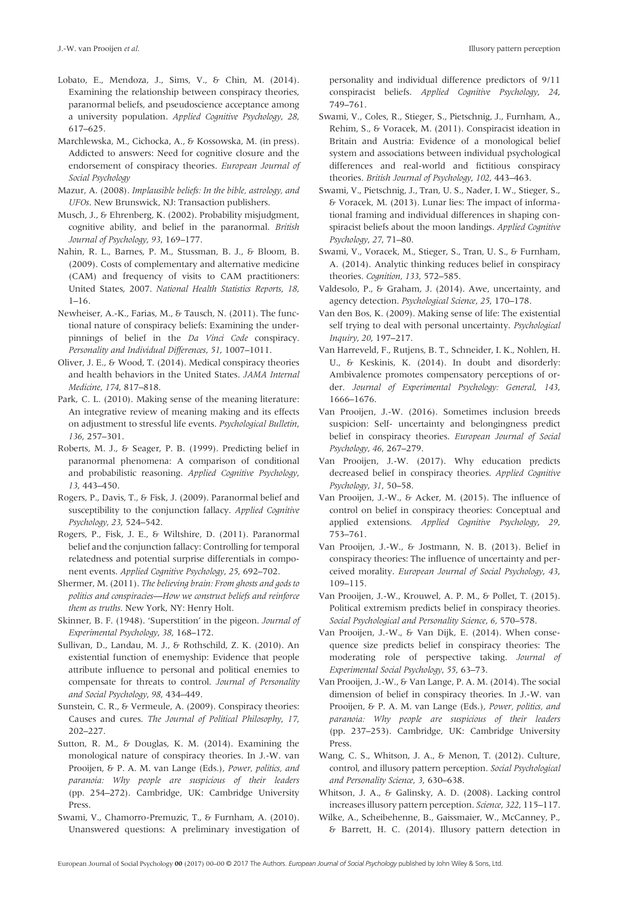Lobato, E., Mendoza, J., Sims, V., & Chin, M. (2014). Examining the relationship between conspiracy theories, paranormal beliefs, and pseudoscience acceptance among a university population. *Applied Cognitive Psychology*, *28*, 617–625.

Marchlewska, M., Cichocka, A., & Kossowska, M. (in press). Addicted to answers: Need for cognitive closure and the endorsement of conspiracy theories. *European Journal of Social Psychology*

Mazur, A. (2008). *Implausible beliefs: In the bible, astrology, and UFOs*. New Brunswick, NJ: Transaction publishers.

Musch, J., & Ehrenberg, K. (2002). Probability misjudgment, cognitive ability, and belief in the paranormal. *British Journal of Psychology*, *93*, 169–177.

Nahin, R. L., Barnes, P. M., Stussman, B. J., & Bloom, B. (2009). Costs of complementary and alternative medicine (CAM) and frequency of visits to CAM practitioners: United States, 2007. *National Health Statistics Reports*, *18*, 1–16.

Newheiser, A.-K., Farias, M., & Tausch, N. (2011). The functional nature of conspiracy beliefs: Examining the underpinnings of belief in the *Da Vinci Code* conspiracy. *Personality and Individual Differences*, *51*, 1007–1011.

Oliver, J. E., & Wood, T. (2014). Medical conspiracy theories and health behaviors in the United States. *JAMA Internal Medicine*, *174*, 817–818.

Park, C. L. (2010). Making sense of the meaning literature: An integrative review of meaning making and its effects on adjustment to stressful life events. *Psychological Bulletin*, *136*, 257–301.

Roberts, M. J., & Seager, P. B. (1999). Predicting belief in paranormal phenomena: A comparison of conditional and probabilistic reasoning. *Applied Cognitive Psychology*, *13*, 443–450.

Rogers, P., Davis, T., & Fisk, J. (2009). Paranormal belief and susceptibility to the conjunction fallacy. *Applied Cognitive Psychology*, *23*, 524–542.

Rogers, P., Fisk, J. E., & Wiltshire, D. (2011). Paranormal belief and the conjunction fallacy: Controlling for temporal relatedness and potential surprise differentials in component events. *Applied Cognitive Psychology*, *25*, 692–702.

Shermer, M. (2011). *The believing brain: From ghosts and gods to politics and conspiracies—How we construct beliefs and reinforce them as truths*. New York, NY: Henry Holt.

Skinner, B. F. (1948). 'Superstition' in the pigeon. *Journal of Experimental Psychology*, *38*, 168–172.

Sullivan, D., Landau, M. J., & Rothschild, Z. K. (2010). An existential function of enemyship: Evidence that people attribute influence to personal and political enemies to compensate for threats to control. *Journal of Personality and Social Psychology*, *98*, 434–449.

Sunstein, C. R., & Vermeule, A. (2009). Conspiracy theories: Causes and cures. *The Journal of Political Philosophy*, *17*, 202–227.

Sutton, R. M., & Douglas, K. M. (2014). Examining the monological nature of conspiracy theories. In J.-W. van Prooijen, & P. A. M. van Lange (Eds.), *Power, politics, and paranoia: Why people are suspicious of their leaders* (pp. 254–272). Cambridge, UK: Cambridge University Press.

Swami, V., Chamorro-Premuzic, T., & Furnham, A. (2010). Unanswered questions: A preliminary investigation of personality and individual difference predictors of 9/11 conspiracist beliefs. *Applied Cognitive Psychology*, *24*, 749–761.

Swami, V., Coles, R., Stieger, S., Pietschnig, J., Furnham, A., Rehim, S., & Voracek, M. (2011). Conspiracist ideation in Britain and Austria: Evidence of a monological belief system and associations between individual psychological differences and real-world and fictitious conspiracy theories. *British Journal of Psychology*, *102*, 443–463.

Swami, V., Pietschnig, J., Tran, U. S., Nader, I. W., Stieger, S., & Voracek, M. (2013). Lunar lies: The impact of informational framing and individual differences in shaping conspiracist beliefs about the moon landings. *Applied Cognitive Psychology*, *27*, 71–80.

Swami, V., Voracek, M., Stieger, S., Tran, U. S., & Furnham, A. (2014). Analytic thinking reduces belief in conspiracy theories. *Cognition*, *133*, 572–585.

Valdesolo, P., & Graham, J. (2014). Awe, uncertainty, and agency detection. *Psychological Science*, *25*, 170–178.

Van den Bos, K. (2009). Making sense of life: The existential self trying to deal with personal uncertainty. *Psychological Inquiry*, *20*, 197–217.

Van Harreveld, F., Rutjens, B. T., Schneider, I. K., Nohlen, H. U., & Keskinis, K. (2014). In doubt and disorderly: Ambivalence promotes compensatory perceptions of order. *Journal of Experimental Psychology: General*, *143*, 1666–1676.

Van Prooijen, J.-W. (2016). Sometimes inclusion breeds suspicion: Self- uncertainty and belongingness predict belief in conspiracy theories. *European Journal of Social Psychology*, *46*, 267–279.

Van Prooijen, J.-W. (2017). Why education predicts decreased belief in conspiracy theories. *Applied Cognitive Psychology*, *31*, 50–58.

Van Prooijen, J.-W., & Acker, M. (2015). The influence of control on belief in conspiracy theories: Conceptual and applied extensions. *Applied Cognitive Psychology*, *29*, 753–761.

Van Prooijen, J.-W., & Jostmann, N. B. (2013). Belief in conspiracy theories: The influence of uncertainty and perceived morality. *European Journal of Social Psychology*, *43*, 109–115.

Van Prooijen, J.-W., Krouwel, A. P. M., & Pollet, T. (2015). Political extremism predicts belief in conspiracy theories. *Social Psychological and Personality Science*, *6*, 570–578.

Van Prooijen, J.-W., & Van Dijk, E. (2014). When consequence size predicts belief in conspiracy theories: The moderating role of perspective taking. *Journal of Experimental Social Psychology*, *55*, 63–73.

Van Prooijen, J.-W., & Van Lange, P. A. M. (2014). The social dimension of belief in conspiracy theories. In J.-W. van Prooijen, & P. A. M. van Lange (Eds.), *Power, politics, and paranoia: Why people are suspicious of their leaders* (pp. 237–253). Cambridge, UK: Cambridge University Press.

Wang, C. S., Whitson, J. A., & Menon, T. (2012). Culture, control, and illusory pattern perception. *Social Psychological and Personality Science*, *3*, 630–638.

Whitson, J. A., & Galinsky, A. D. (2008). Lacking control increases illusory pattern perception. *Science*, *322*, 115–117.

Wilke, A., Scheibehenne, B., Gaissmaier, W., McCanney, P., & Barrett, H. C. (2014). Illusory pattern detection in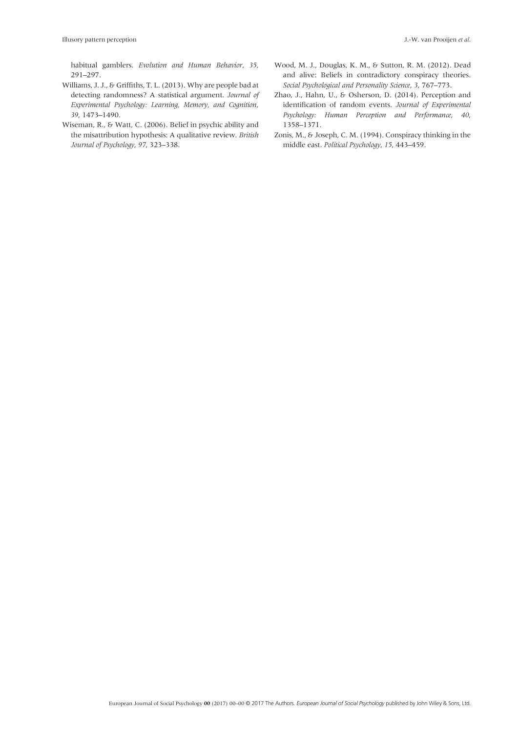habitual gamblers. *Evolution and Human Behavior*, *35*, 291–297.

Williams, J. J., & Griffiths, T. L. (2013). Why are people bad at detecting randomness? A statistical argument. *Journal of Experimental Psychology: Learning, Memory, and Cognition*, *39*, 1473–1490.

Wiseman, R., & Watt, C. (2006). Belief in psychic ability and the misattribution hypothesis: A qualitative review. *British Journal of Psychology*, *97*, 323–338.

Wood, M. J., Douglas, K. M., & Sutton, R. M. (2012). Dead and alive: Beliefs in contradictory conspiracy theories. *Social Psychological and Personality Science*, *3*, 767–773.

Zhao, J., Hahn, U., & Osherson, D. (2014). Perception and identification of random events. *Journal of Experimental Psychology: Human Perception and Performance*, *40*, 1358–1371.

Zonis, M., & Joseph, C. M. (1994). Conspiracy thinking in the middle east. *Political Psychology*, *15*, 443–459.